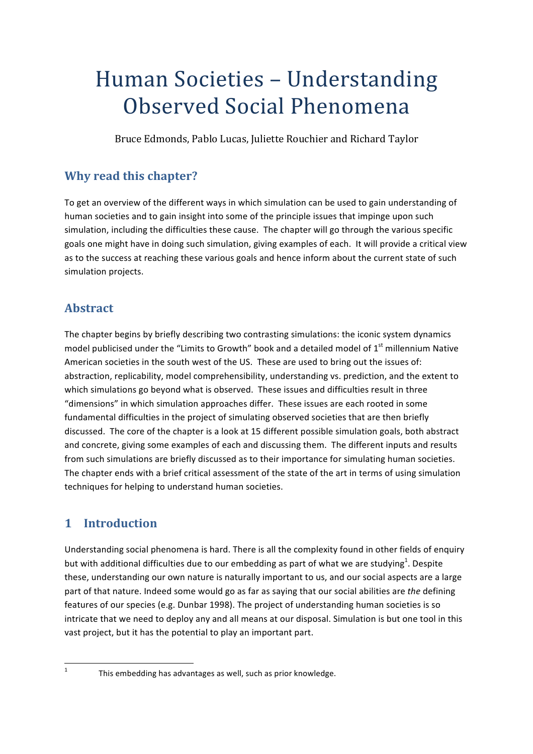# Human Societies – Understanding Observed Social Phenomena

Bruce Edmonds, Pablo Lucas, Juliette Rouchier and Richard Taylor

## Why read this chapter?

To get an overview of the different ways in which simulation can be used to gain understanding of human societies and to gain insight into some of the principle issues that impinge upon such simulation, including the difficulties these cause. The chapter will go through the various specific goals one might have in doing such simulation, giving examples of each. It will provide a critical view as to the success at reaching these various goals and hence inform about the current state of such simulation projects.

## Abstract

The chapter begins by briefly describing two contrasting simulations: the iconic system dynamics model publicised under the "Limits to Growth" book and a detailed model of 1st millennium Native American societies in the south west of the US. These are used to bring out the issues of: abstraction, replicability, model comprehensibility, understanding vs. prediction, and the extent to which simulations go beyond what is observed. These issues and difficulties result in three "dimensions" in which simulation approaches differ. These issues are each rooted in some fundamental difficulties in the project of simulating observed societies that are then briefly discussed. The core of the chapter is a look at 15 different possible simulation goals, both abstract and concrete, giving some examples of each and discussing them. The different inputs and results from such simulations are briefly discussed as to their importance for simulating human societies. The chapter ends with a brief critical assessment of the state of the art in terms of using simulation techniques for helping to understand human societies.

## 1 Introduction

Understanding social phenomena is hard. There is all the complexity found in other fields of enquiry but with additional difficulties due to our embedding as part of what we are studying[1]. Despite these, understanding our own nature is naturally important to us, and our social aspects are a large part of that nature. Indeed some would go as far as saying that our social abilities are *the* defining features of our species (e.g. Dunbar 1998). The project of understanding human societies is so intricate that we need to deploy any and all means at our disposal. Simulation is but one tool in this vast project, but it has the potential to play an important part.

[1] This embedding has advantages as well, such as prior knowledge.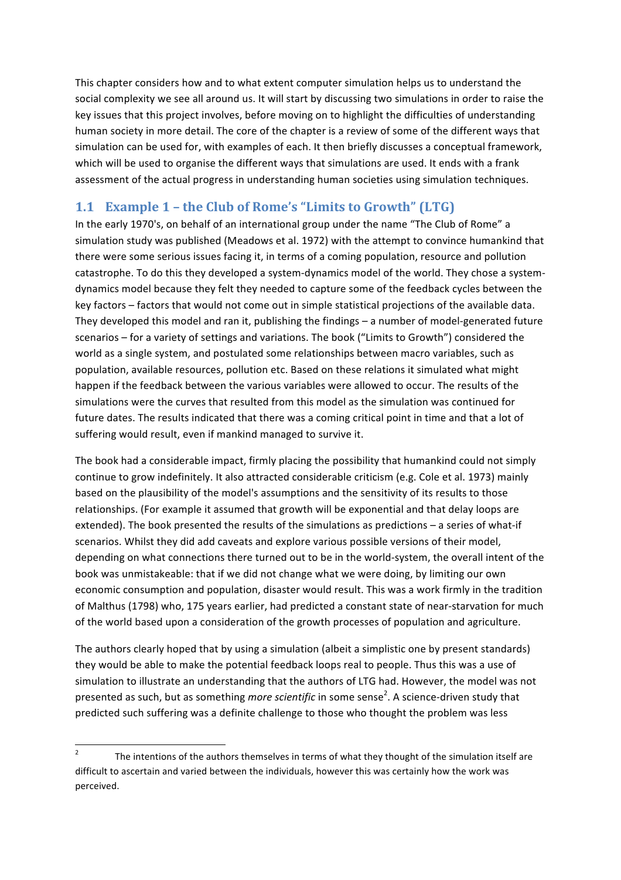This chapter considers how and to what extent computer simulation helps us to understand the social complexity we see all around us. It will start by discussing two simulations in order to raise the key issues that this project involves, before moving on to highlight the difficulties of understanding human society in more detail. The core of the chapter is a review of some of the different ways that simulation can be used for, with examples of each. It then briefly discusses a conceptual framework, which will be used to organise the different ways that simulations are used. It ends with a frank assessment of the actual progress in understanding human societies using simulation techniques.

## 1.1 Example 1 – the Club of Rome's "Limits to Growth" (LTG)

In the early 1970's, on behalf of an international group under the name "The Club of Rome" a simulation study was published (Meadows et al. 1972) with the attempt to convince humankind that there were some serious issues facing it, in terms of a coming population, resource and pollution catastrophe. To do this they developed a system-dynamics model of the world. They chose a system-dynamics model because they felt they needed to capture some of the feedback cycles between the key factors – factors that would not come out in simple statistical projections of the available data. They developed this model and ran it, publishing the findings – a number of model-generated future scenarios – for a variety of settings and variations. The book ("Limits to Growth") considered the world as a single system, and postulated some relationships between macro variables, such as population, available resources, pollution etc. Based on these relations it simulated what might happen if the feedback between the various variables were allowed to occur. The results of the simulations were the curves that resulted from this model as the simulation was continued for future dates. The results indicated that there was a coming critical point in time and that a lot of suffering would result, even if mankind managed to survive it.

The book had a considerable impact, firmly placing the possibility that humankind could not simply continue to grow indefinitely. It also attracted considerable criticism (e.g. Cole et al. 1973) mainly based on the plausibility of the model's assumptions and the sensitivity of its results to those relationships. (For example it assumed that growth will be exponential and that delay loops are extended). The book presented the results of the simulations as predictions – a series of what-if scenarios. Whilst they did add caveats and explore various possible versions of their model, depending on what connections there turned out to be in the world-system, the overall intent of the book was unmistakeable: that if we did not change what we were doing, by limiting our own economic consumption and population, disaster would result. This was a work firmly in the tradition of Malthus (1798) who, 175 years earlier, had predicted a constant state of near-starvation for much of the world based upon a consideration of the growth processes of population and agriculture.

The authors clearly hoped that by using a simulation (albeit a simplistic one by present standards) they would be able to make the potential feedback loops real to people. Thus this was a use of simulation to illustrate an understanding that the authors of LTG had. However, the model was not presented as such, but as something *more scientific* in some sense[2]. A science-driven study that predicted such suffering was a definite challenge to those who thought the problem was less

[2] The intentions of the authors themselves in terms of what they thought of the simulation itself are difficult to ascertain and varied between the individuals, however this was certainly how the work was perceived.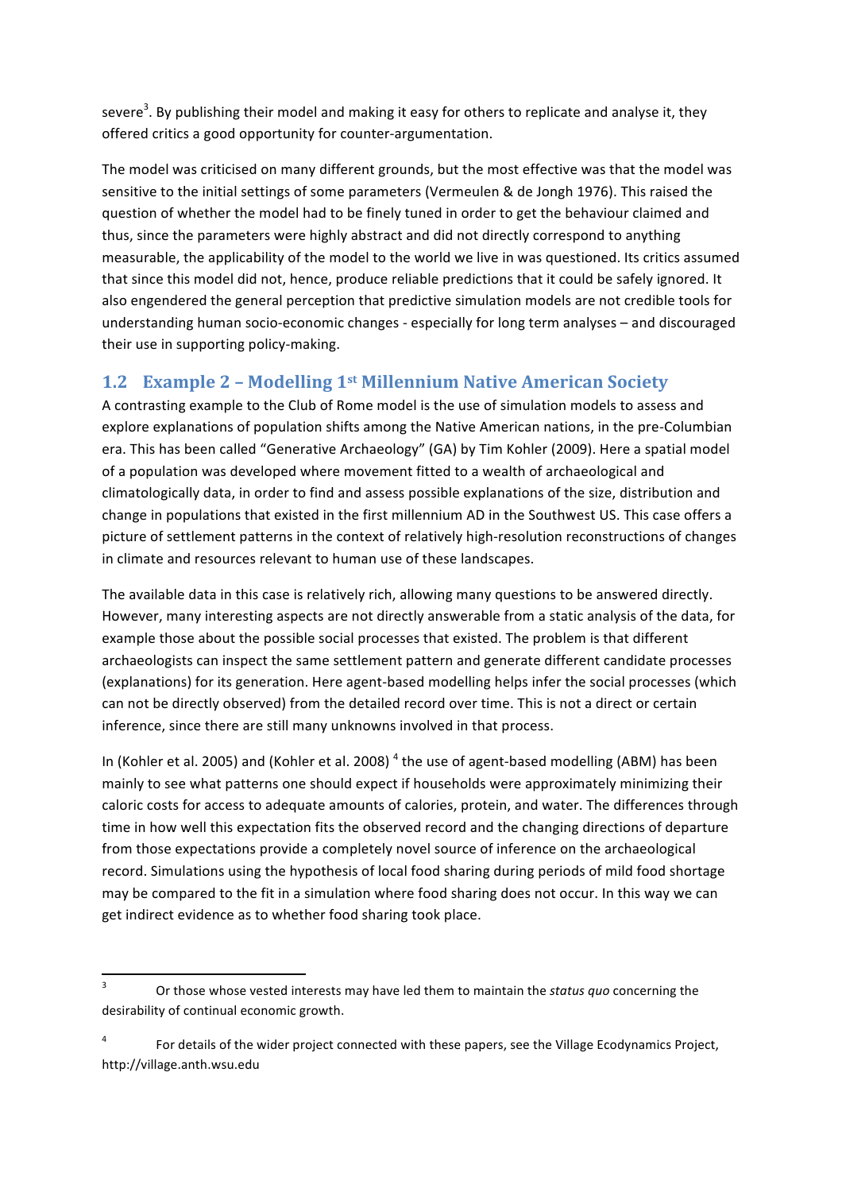severe[3]. By publishing their model and making it easy for others to replicate and analyse it, they offered critics a good opportunity for counter-argumentation.

The model was criticised on many different grounds, but the most effective was that the model was sensitive to the initial settings of some parameters (Vermeulen & de Jongh 1976). This raised the question of whether the model had to be finely tuned in order to get the behaviour claimed and thus, since the parameters were highly abstract and did not directly correspond to anything measurable, the applicability of the model to the world we live in was questioned. Its critics assumed that since this model did not, hence, produce reliable predictions that it could be safely ignored. It also engendered the general perception that predictive simulation models are not credible tools for understanding human socio-economic changes - especially for long term analyses – and discouraged their use in supporting policy-making.

## 1.2 Example 2 – Modelling 1st Millennium Native American Society

A contrasting example to the Club of Rome model is the use of simulation models to assess and explore explanations of population shifts among the Native American nations, in the pre-Columbian era. This has been called "Generative Archaeology" (GA) by Tim Kohler (2009). Here a spatial model of a population was developed where movement fitted to a wealth of archaeological and climatologically data, in order to find and assess possible explanations of the size, distribution and change in populations that existed in the first millennium AD in the Southwest US. This case offers a picture of settlement patterns in the context of relatively high-resolution reconstructions of changes in climate and resources relevant to human use of these landscapes.

The available data in this case is relatively rich, allowing many questions to be answered directly. However, many interesting aspects are not directly answerable from a static analysis of the data, for example those about the possible social processes that existed. The problem is that different archaeologists can inspect the same settlement pattern and generate different candidate processes (explanations) for its generation. Here agent-based modelling helps infer the social processes (which can not be directly observed) from the detailed record over time. This is not a direct or certain inference, since there are still many unknowns involved in that process.

In (Kohler et al. 2005) and (Kohler et al. 2008) [4] the use of agent-based modelling (ABM) has been mainly to see what patterns one should expect if households were approximately minimizing their caloric costs for access to adequate amounts of calories, protein, and water. The differences through time in how well this expectation fits the observed record and the changing directions of departure from those expectations provide a completely novel source of inference on the archaeological record. Simulations using the hypothesis of local food sharing during periods of mild food shortage may be compared to the fit in a simulation where food sharing does not occur. In this way we can get indirect evidence as to whether food sharing took place.

---

[3] Or those whose vested interests may have led them to maintain the *status quo* concerning the desirability of continual economic growth.

[4] For details of the wider project connected with these papers, see the Village Ecodynamics Project, http://village.anth.wsu.edu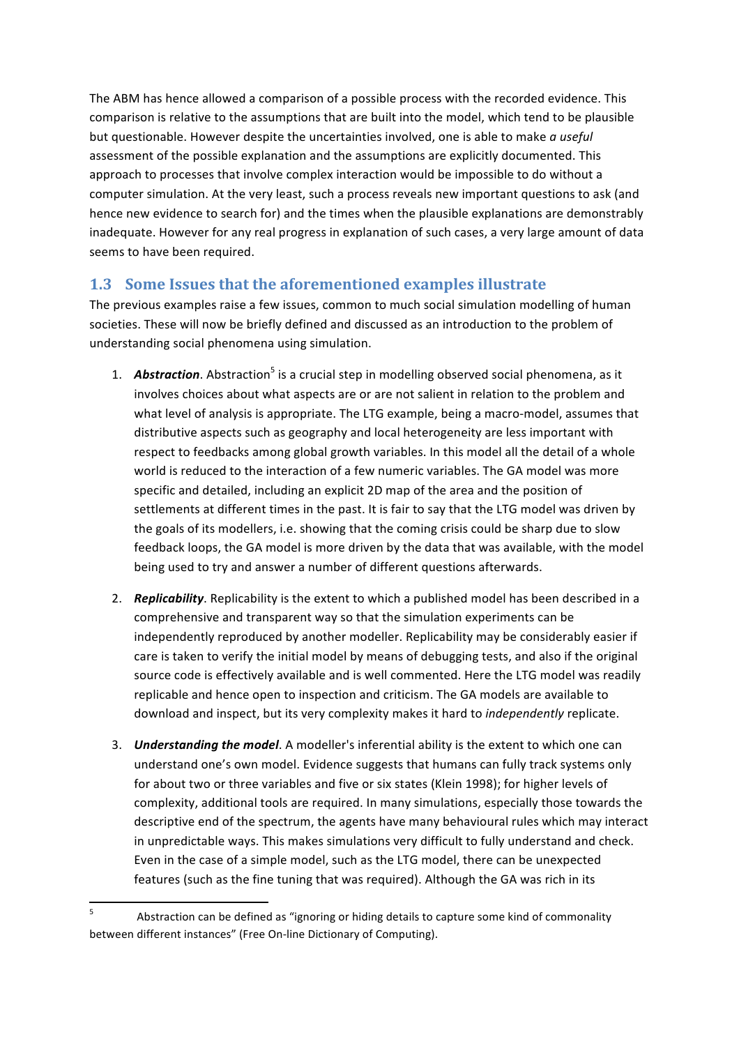The ABM has hence allowed a comparison of a possible process with the recorded evidence. This comparison is relative to the assumptions that are built into the model, which tend to be plausible but questionable. However despite the uncertainties involved, one is able to make *a useful* assessment of the possible explanation and the assumptions are explicitly documented. This approach to processes that involve complex interaction would be impossible to do without a computer simulation. At the very least, such a process reveals new important questions to ask (and hence new evidence to search for) and the times when the plausible explanations are demonstrably inadequate. However for any real progress in explanation of such cases, a very large amount of data seems to have been required.

## 1.3 Some Issues that the aforementioned examples illustrate

The previous examples raise a few issues, common to much social simulation modelling of human societies. These will now be briefly defined and discussed as an introduction to the problem of understanding social phenomena using simulation.

1. ***Abstraction***. Abstraction[5] is a crucial step in modelling observed social phenomena, as it involves choices about what aspects are or are not salient in relation to the problem and what level of analysis is appropriate. The LTG example, being a macro-model, assumes that distributive aspects such as geography and local heterogeneity are less important with respect to feedbacks among global growth variables. In this model all the detail of a whole world is reduced to the interaction of a few numeric variables. The GA model was more specific and detailed, including an explicit 2D map of the area and the position of settlements at different times in the past. It is fair to say that the LTG model was driven by the goals of its modellers, i.e. showing that the coming crisis could be sharp due to slow feedback loops, the GA model is more driven by the data that was available, with the model being used to try and answer a number of different questions afterwards.

2. ***Replicability***. Replicability is the extent to which a published model has been described in a comprehensive and transparent way so that the simulation experiments can be independently reproduced by another modeller. Replicability may be considerably easier if care is taken to verify the initial model by means of debugging tests, and also if the original source code is effectively available and is well commented. Here the LTG model was readily replicable and hence open to inspection and criticism. The GA models are available to download and inspect, but its very complexity makes it hard to *independently* replicate.

3. ***Understanding the model***. A modeller's inferential ability is the extent to which one can understand one's own model. Evidence suggests that humans can fully track systems only for about two or three variables and five or six states (Klein 1998); for higher levels of complexity, additional tools are required. In many simulations, especially those towards the descriptive end of the spectrum, the agents have many behavioural rules which may interact in unpredictable ways. This makes simulations very difficult to fully understand and check. Even in the case of a simple model, such as the LTG model, there can be unexpected features (such as the fine tuning that was required). Although the GA was rich in its

[5] Abstraction can be defined as "ignoring or hiding details to capture some kind of commonality between different instances" (Free On-line Dictionary of Computing).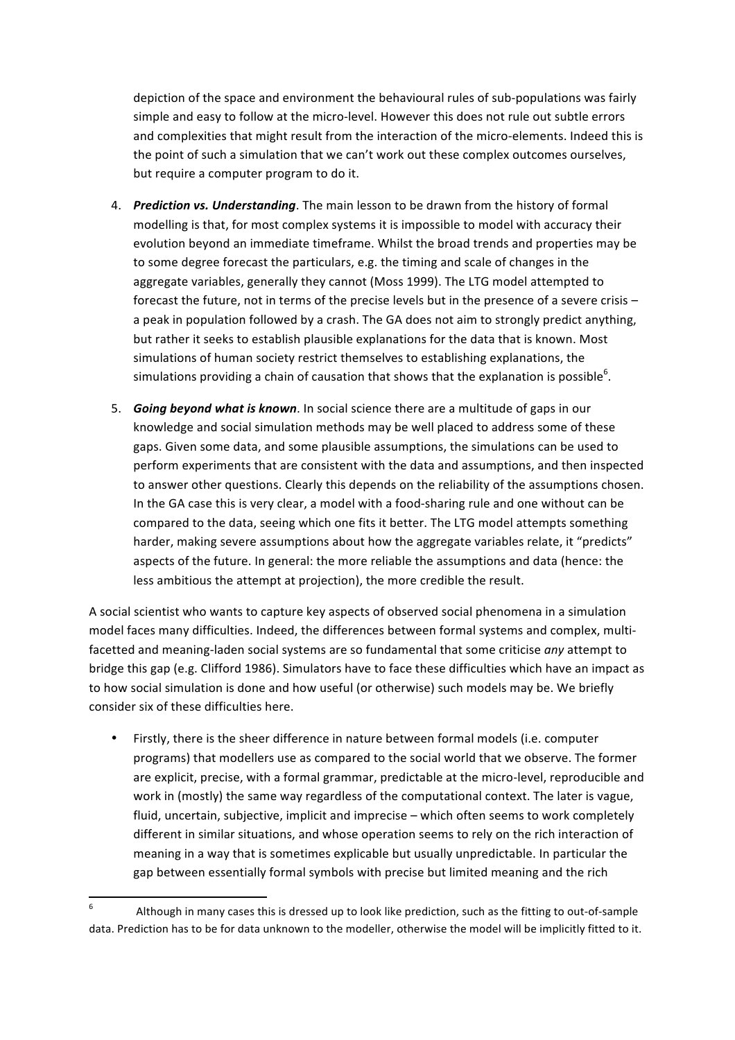depiction of the space and environment the behavioural rules of sub-populations was fairly simple and easy to follow at the micro-level. However this does not rule out subtle errors and complexities that might result from the interaction of the micro-elements. Indeed this is the point of such a simulation that we can't work out these complex outcomes ourselves, but require a computer program to do it.

4. ***Prediction vs. Understanding***. The main lesson to be drawn from the history of formal modelling is that, for most complex systems it is impossible to model with accuracy their evolution beyond an immediate timeframe. Whilst the broad trends and properties may be to some degree forecast the particulars, e.g. the timing and scale of changes in the aggregate variables, generally they cannot (Moss 1999). The LTG model attempted to forecast the future, not in terms of the precise levels but in the presence of a severe crisis – a peak in population followed by a crash. The GA does not aim to strongly predict anything, but rather it seeks to establish plausible explanations for the data that is known. Most simulations of human society restrict themselves to establishing explanations, the simulations providing a chain of causation that shows that the explanation is possible[6].

5. ***Going beyond what is known***. In social science there are a multitude of gaps in our knowledge and social simulation methods may be well placed to address some of these gaps. Given some data, and some plausible assumptions, the simulations can be used to perform experiments that are consistent with the data and assumptions, and then inspected to answer other questions. Clearly this depends on the reliability of the assumptions chosen. In the GA case this is very clear, a model with a food-sharing rule and one without can be compared to the data, seeing which one fits it better. The LTG model attempts something harder, making severe assumptions about how the aggregate variables relate, it "predicts" aspects of the future. In general: the more reliable the assumptions and data (hence: the less ambitious the attempt at projection), the more credible the result.

A social scientist who wants to capture key aspects of observed social phenomena in a simulation model faces many difficulties. Indeed, the differences between formal systems and complex, multi-facetted and meaning-laden social systems are so fundamental that some criticise *any* attempt to bridge this gap (e.g. Clifford 1986). Simulators have to face these difficulties which have an impact as to how social simulation is done and how useful (or otherwise) such models may be. We briefly consider six of these difficulties here.

- Firstly, there is the sheer difference in nature between formal models (i.e. computer programs) that modellers use as compared to the social world that we observe. The former are explicit, precise, with a formal grammar, predictable at the micro-level, reproducible and work in (mostly) the same way regardless of the computational context. The later is vague, fluid, uncertain, subjective, implicit and imprecise – which often seems to work completely different in similar situations, and whose operation seems to rely on the rich interaction of meaning in a way that is sometimes explicable but usually unpredictable. In particular the gap between essentially formal symbols with precise but limited meaning and the rich

[6] Although in many cases this is dressed up to look like prediction, such as the fitting to out-of-sample data. Prediction has to be for data unknown to the modeller, otherwise the model will be implicitly fitted to it.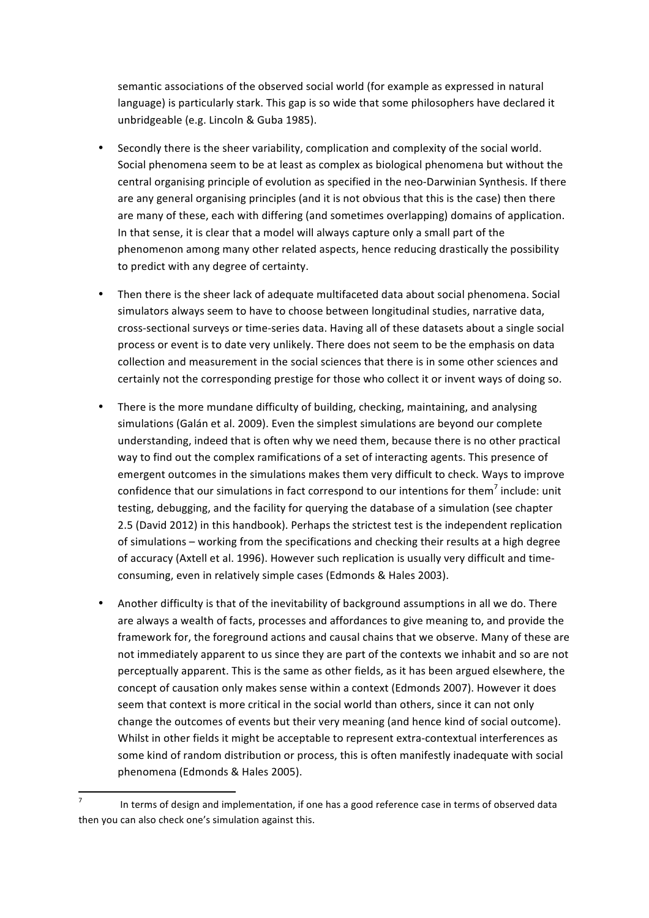semantic associations of the observed social world (for example as expressed in natural language) is particularly stark. This gap is so wide that some philosophers have declared it unbridgeable (e.g. Lincoln & Guba 1985).

- Secondly there is the sheer variability, complication and complexity of the social world. Social phenomena seem to be at least as complex as biological phenomena but without the central organising principle of evolution as specified in the neo-Darwinian Synthesis. If there are any general organising principles (and it is not obvious that this is the case) then there are many of these, each with differing (and sometimes overlapping) domains of application. In that sense, it is clear that a model will always capture only a small part of the phenomenon among many other related aspects, hence reducing drastically the possibility to predict with any degree of certainty.

- Then there is the sheer lack of adequate multifaceted data about social phenomena. Social simulators always seem to have to choose between longitudinal studies, narrative data, cross-sectional surveys or time-series data. Having all of these datasets about a single social process or event is to date very unlikely. There does not seem to be the emphasis on data collection and measurement in the social sciences that there is in some other sciences and certainly not the corresponding prestige for those who collect it or invent ways of doing so.

- There is the more mundane difficulty of building, checking, maintaining, and analysing simulations (Galán et al. 2009). Even the simplest simulations are beyond our complete understanding, indeed that is often why we need them, because there is no other practical way to find out the complex ramifications of a set of interacting agents. This presence of emergent outcomes in the simulations makes them very difficult to check. Ways to improve confidence that our simulations in fact correspond to our intentions for them[7] include: unit testing, debugging, and the facility for querying the database of a simulation (see chapter 2.5 (David 2012) in this handbook). Perhaps the strictest test is the independent replication of simulations – working from the specifications and checking their results at a high degree of accuracy (Axtell et al. 1996). However such replication is usually very difficult and time-consuming, even in relatively simple cases (Edmonds & Hales 2003).

- Another difficulty is that of the inevitability of background assumptions in all we do. There are always a wealth of facts, processes and affordances to give meaning to, and provide the framework for, the foreground actions and causal chains that we observe. Many of these are not immediately apparent to us since they are part of the contexts we inhabit and so are not perceptually apparent. This is the same as other fields, as it has been argued elsewhere, the concept of causation only makes sense within a context (Edmonds 2007). However it does seem that context is more critical in the social world than others, since it can not only change the outcomes of events but their very meaning (and hence kind of social outcome). Whilst in other fields it might be acceptable to represent extra-contextual interferences as some kind of random distribution or process, this is often manifestly inadequate with social phenomena (Edmonds & Hales 2005).

[7] In terms of design and implementation, if one has a good reference case in terms of observed data then you can also check one's simulation against this.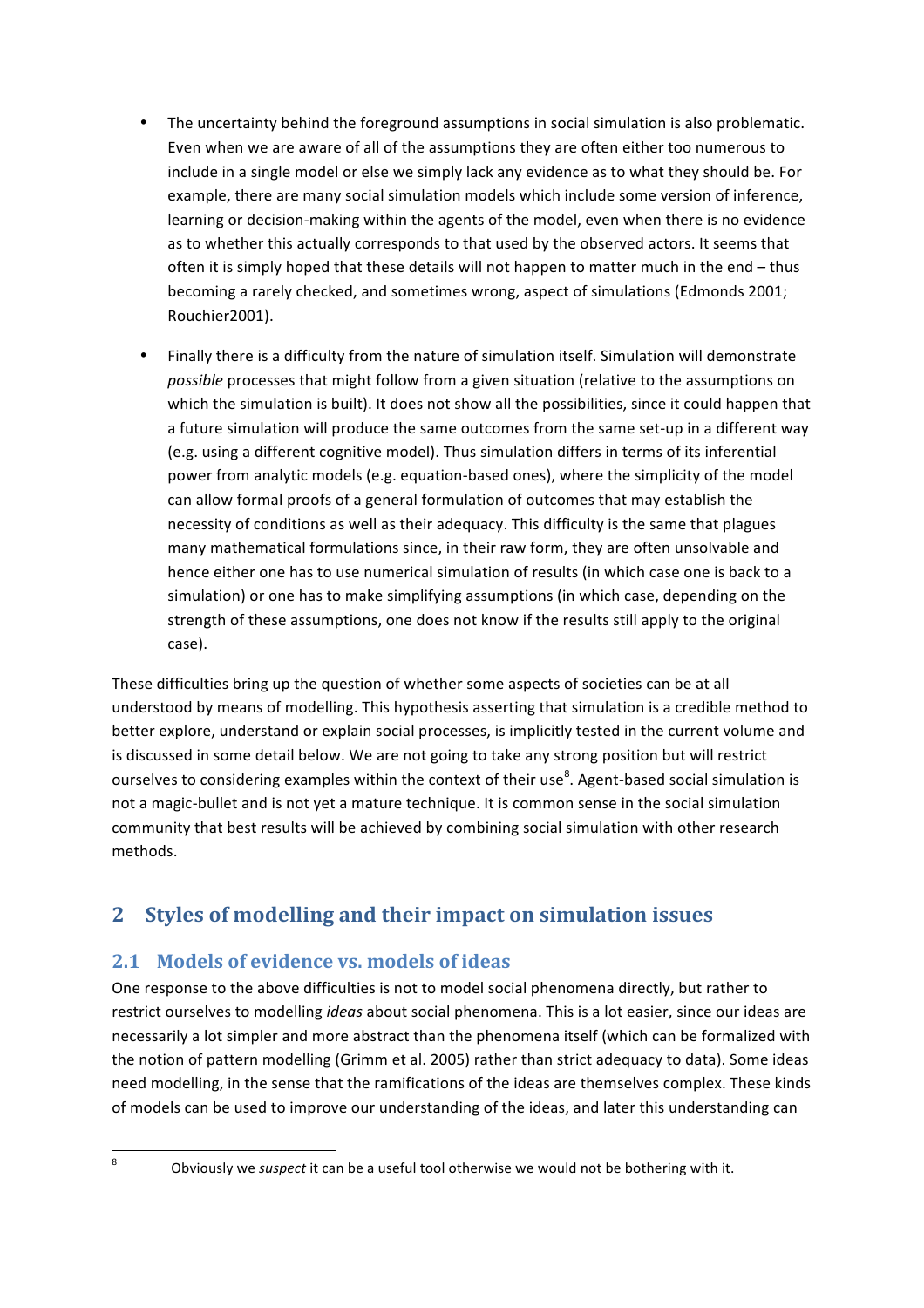- The uncertainty behind the foreground assumptions in social simulation is also problematic. Even when we are aware of all of the assumptions they are often either too numerous to include in a single model or else we simply lack any evidence as to what they should be. For example, there are many social simulation models which include some version of inference, learning or decision-making within the agents of the model, even when there is no evidence as to whether this actually corresponds to that used by the observed actors. It seems that often it is simply hoped that these details will not happen to matter much in the end – thus becoming a rarely checked, and sometimes wrong, aspect of simulations (Edmonds 2001; Rouchier2001).

- Finally there is a difficulty from the nature of simulation itself. Simulation will demonstrate *possible* processes that might follow from a given situation (relative to the assumptions on which the simulation is built). It does not show all the possibilities, since it could happen that a future simulation will produce the same outcomes from the same set-up in a different way (e.g. using a different cognitive model). Thus simulation differs in terms of its inferential power from analytic models (e.g. equation-based ones), where the simplicity of the model can allow formal proofs of a general formulation of outcomes that may establish the necessity of conditions as well as their adequacy. This difficulty is the same that plagues many mathematical formulations since, in their raw form, they are often unsolvable and hence either one has to use numerical simulation of results (in which case one is back to a simulation) or one has to make simplifying assumptions (in which case, depending on the strength of these assumptions, one does not know if the results still apply to the original case).

These difficulties bring up the question of whether some aspects of societies can be at all understood by means of modelling. This hypothesis asserting that simulation is a credible method to better explore, understand or explain social processes, is implicitly tested in the current volume and is discussed in some detail below. We are not going to take any strong position but will restrict ourselves to considering examples within the context of their use[8]. Agent-based social simulation is not a magic-bullet and is not yet a mature technique. It is common sense in the social simulation community that best results will be achieved by combining social simulation with other research methods.

## 2 Styles of modelling and their impact on simulation issues

### 2.1 Models of evidence vs. models of ideas

One response to the above difficulties is not to model social phenomena directly, but rather to restrict ourselves to modelling *ideas* about social phenomena. This is a lot easier, since our ideas are necessarily a lot simpler and more abstract than the phenomena itself (which can be formalized with the notion of pattern modelling (Grimm et al. 2005) rather than strict adequacy to data). Some ideas need modelling, in the sense that the ramifications of the ideas are themselves complex. These kinds of models can be used to improve our understanding of the ideas, and later this understanding can

[8] Obviously we *suspect* it can be a useful tool otherwise we would not be bothering with it.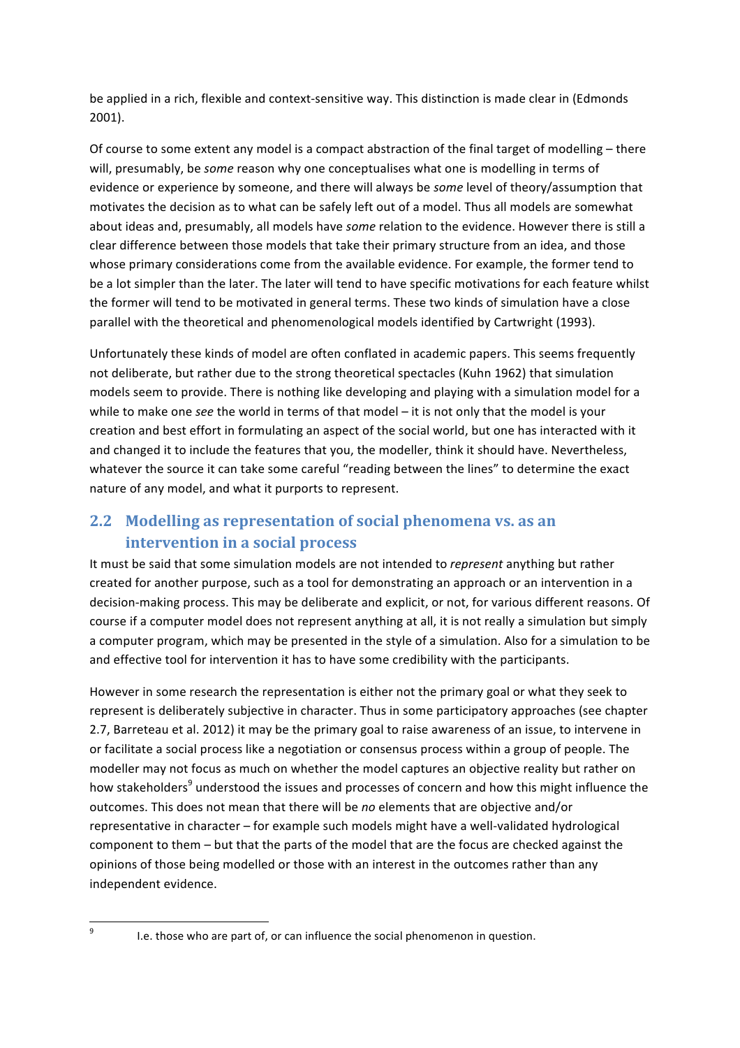be applied in a rich, flexible and context-sensitive way. This distinction is made clear in (Edmonds 2001).

Of course to some extent any model is a compact abstraction of the final target of modelling – there will, presumably, be *some* reason why one conceptualises what one is modelling in terms of evidence or experience by someone, and there will always be *some* level of theory/assumption that motivates the decision as to what can be safely left out of a model. Thus all models are somewhat about ideas and, presumably, all models have *some* relation to the evidence. However there is still a clear difference between those models that take their primary structure from an idea, and those whose primary considerations come from the available evidence. For example, the former tend to be a lot simpler than the later. The later will tend to have specific motivations for each feature whilst the former will tend to be motivated in general terms. These two kinds of simulation have a close parallel with the theoretical and phenomenological models identified by Cartwright (1993).

Unfortunately these kinds of model are often conflated in academic papers. This seems frequently not deliberate, but rather due to the strong theoretical spectacles (Kuhn 1962) that simulation models seem to provide. There is nothing like developing and playing with a simulation model for a while to make one *see* the world in terms of that model – it is not only that the model is your creation and best effort in formulating an aspect of the social world, but one has interacted with it and changed it to include the features that you, the modeller, think it should have. Nevertheless, whatever the source it can take some careful "reading between the lines" to determine the exact nature of any model, and what it purports to represent.

## 2.2 Modelling as representation of social phenomena vs. as an intervention in a social process

It must be said that some simulation models are not intended to *represent* anything but rather created for another purpose, such as a tool for demonstrating an approach or an intervention in a decision-making process. This may be deliberate and explicit, or not, for various different reasons. Of course if a computer model does not represent anything at all, it is not really a simulation but simply a computer program, which may be presented in the style of a simulation. Also for a simulation to be and effective tool for intervention it has to have some credibility with the participants.

However in some research the representation is either not the primary goal or what they seek to represent is deliberately subjective in character. Thus in some participatory approaches (see chapter 2.7, Barreteau et al. 2012) it may be the primary goal to raise awareness of an issue, to intervene in or facilitate a social process like a negotiation or consensus process within a group of people. The modeller may not focus as much on whether the model captures an objective reality but rather on how stakeholders[9] understood the issues and processes of concern and how this might influence the outcomes. This does not mean that there will be *no* elements that are objective and/or representative in character – for example such models might have a well-validated hydrological component to them – but that the parts of the model that are the focus are checked against the opinions of those being modelled or those with an interest in the outcomes rather than any independent evidence.

[9] I.e. those who are part of, or can influence the social phenomenon in question.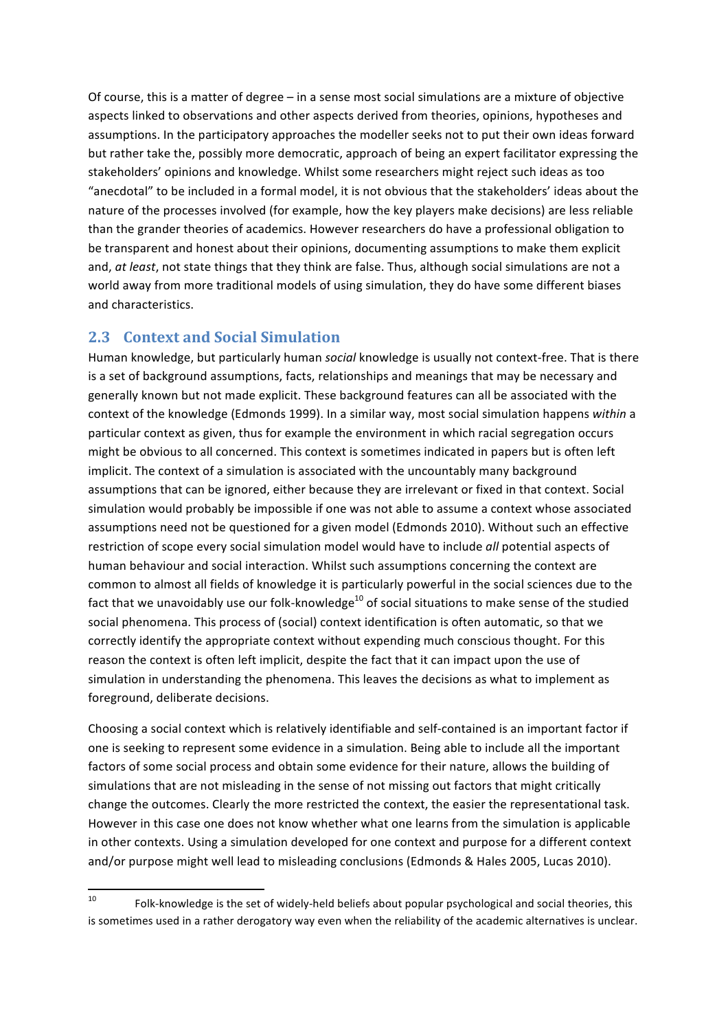Of course, this is a matter of degree – in a sense most social simulations are a mixture of objective aspects linked to observations and other aspects derived from theories, opinions, hypotheses and assumptions. In the participatory approaches the modeller seeks not to put their own ideas forward but rather take the, possibly more democratic, approach of being an expert facilitator expressing the stakeholders' opinions and knowledge. Whilst some researchers might reject such ideas as too "anecdotal" to be included in a formal model, it is not obvious that the stakeholders' ideas about the nature of the processes involved (for example, how the key players make decisions) are less reliable than the grander theories of academics. However researchers do have a professional obligation to be transparent and honest about their opinions, documenting assumptions to make them explicit and, *at least*, not state things that they think are false. Thus, although social simulations are not a world away from more traditional models of using simulation, they do have some different biases and characteristics.

## 2.3 Context and Social Simulation

Human knowledge, but particularly human *social* knowledge is usually not context-free. That is there is a set of background assumptions, facts, relationships and meanings that may be necessary and generally known but not made explicit. These background features can all be associated with the context of the knowledge (Edmonds 1999). In a similar way, most social simulation happens *within* a particular context as given, thus for example the environment in which racial segregation occurs might be obvious to all concerned. This context is sometimes indicated in papers but is often left implicit. The context of a simulation is associated with the uncountably many background assumptions that can be ignored, either because they are irrelevant or fixed in that context. Social simulation would probably be impossible if one was not able to assume a context whose associated assumptions need not be questioned for a given model (Edmonds 2010). Without such an effective restriction of scope every social simulation model would have to include *all* potential aspects of human behaviour and social interaction. Whilst such assumptions concerning the context are common to almost all fields of knowledge it is particularly powerful in the social sciences due to the fact that we unavoidably use our folk-knowledge[10] of social situations to make sense of the studied social phenomena. This process of (social) context identification is often automatic, so that we correctly identify the appropriate context without expending much conscious thought. For this reason the context is often left implicit, despite the fact that it can impact upon the use of simulation in understanding the phenomena. This leaves the decisions as what to implement as foreground, deliberate decisions.

Choosing a social context which is relatively identifiable and self-contained is an important factor if one is seeking to represent some evidence in a simulation. Being able to include all the important factors of some social process and obtain some evidence for their nature, allows the building of simulations that are not misleading in the sense of not missing out factors that might critically change the outcomes. Clearly the more restricted the context, the easier the representational task. However in this case one does not know whether what one learns from the simulation is applicable in other contexts. Using a simulation developed for one context and purpose for a different context and/or purpose might well lead to misleading conclusions (Edmonds & Hales 2005, Lucas 2010).

[10] Folk-knowledge is the set of widely-held beliefs about popular psychological and social theories, this is sometimes used in a rather derogatory way even when the reliability of the academic alternatives is unclear.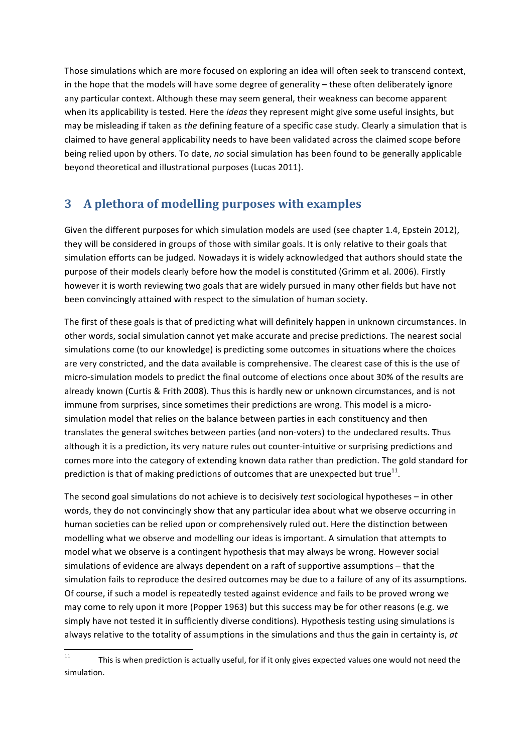Those simulations which are more focused on exploring an idea will often seek to transcend context, in the hope that the models will have some degree of generality – these often deliberately ignore any particular context. Although these may seem general, their weakness can become apparent when its applicability is tested. Here the *ideas* they represent might give some useful insights, but may be misleading if taken as *the* defining feature of a specific case study. Clearly a simulation that is claimed to have general applicability needs to have been validated across the claimed scope before being relied upon by others. To date, *no* social simulation has been found to be generally applicable beyond theoretical and illustrational purposes (Lucas 2011).

## 3 A plethora of modelling purposes with examples

Given the different purposes for which simulation models are used (see chapter 1.4, Epstein 2012), they will be considered in groups of those with similar goals. It is only relative to their goals that simulation efforts can be judged. Nowadays it is widely acknowledged that authors should state the purpose of their models clearly before how the model is constituted (Grimm et al. 2006). Firstly however it is worth reviewing two goals that are widely pursued in many other fields but have not been convincingly attained with respect to the simulation of human society.

The first of these goals is that of predicting what will definitely happen in unknown circumstances. In other words, social simulation cannot yet make accurate and precise predictions. The nearest social simulations come (to our knowledge) is predicting some outcomes in situations where the choices are very constricted, and the data available is comprehensive. The clearest case of this is the use of micro-simulation models to predict the final outcome of elections once about 30% of the results are already known (Curtis & Frith 2008). Thus this is hardly new or unknown circumstances, and is not immune from surprises, since sometimes their predictions are wrong. This model is a micro-simulation model that relies on the balance between parties in each constituency and then translates the general switches between parties (and non-voters) to the undeclared results. Thus although it is a prediction, its very nature rules out counter-intuitive or surprising predictions and comes more into the category of extending known data rather than prediction. The gold standard for prediction is that of making predictions of outcomes that are unexpected but true[11].

The second goal simulations do not achieve is to decisively *test* sociological hypotheses – in other words, they do not convincingly show that any particular idea about what we observe occurring in human societies can be relied upon or comprehensively ruled out. Here the distinction between modelling what we observe and modelling our ideas is important. A simulation that attempts to model what we observe is a contingent hypothesis that may always be wrong. However social simulations of evidence are always dependent on a raft of supportive assumptions – that the simulation fails to reproduce the desired outcomes may be due to a failure of any of its assumptions. Of course, if such a model is repeatedly tested against evidence and fails to be proved wrong we may come to rely upon it more (Popper 1963) but this success may be for other reasons (e.g. we simply have not tested it in sufficiently diverse conditions). Hypothesis testing using simulations is always relative to the totality of assumptions in the simulations and thus the gain in certainty is, *at*

[11] This is when prediction is actually useful, for if it only gives expected values one would not need the simulation.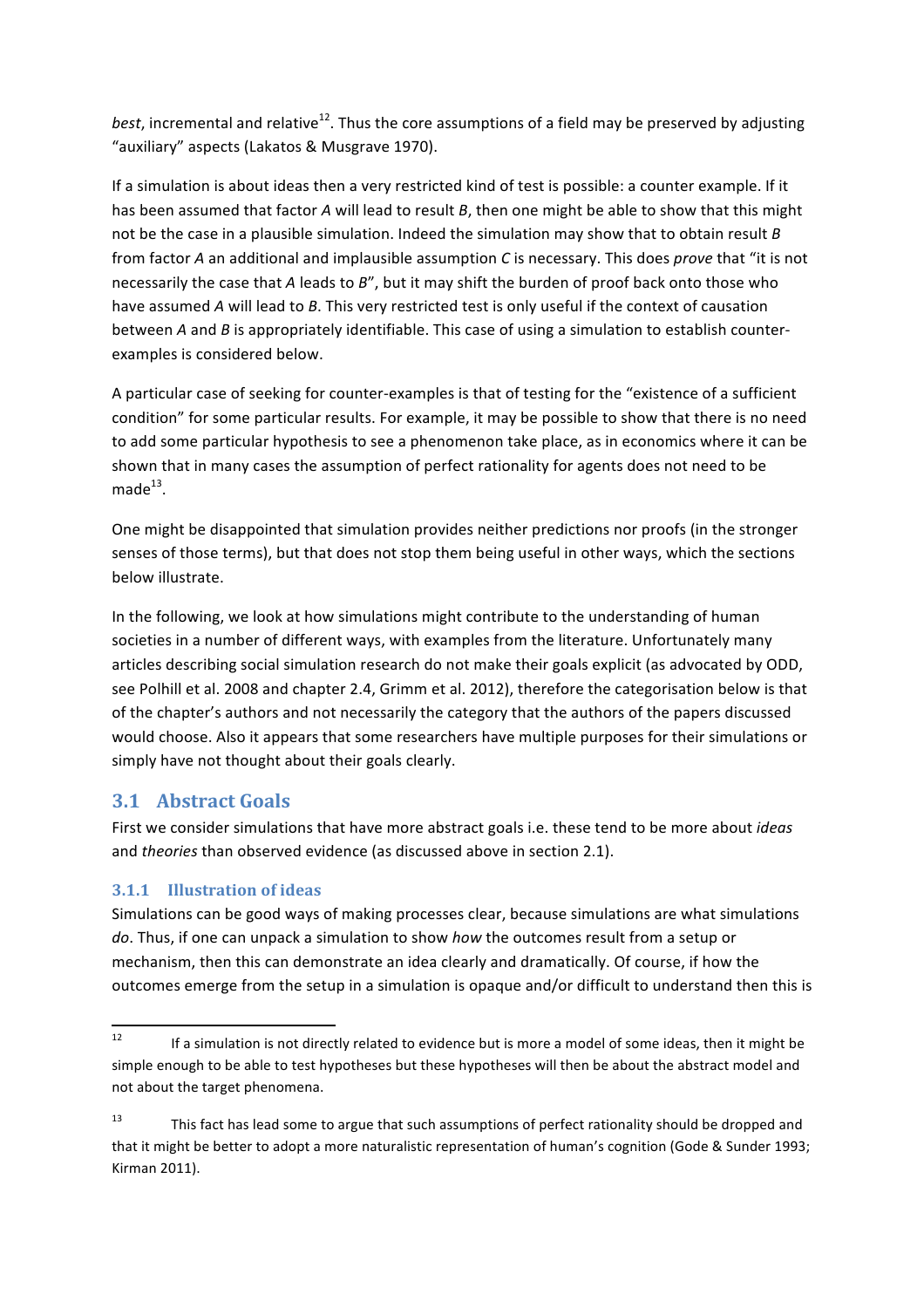*best*, incremental and relative[12]. Thus the core assumptions of a field may be preserved by adjusting "auxiliary" aspects (Lakatos & Musgrave 1970).

If a simulation is about ideas then a very restricted kind of test is possible: a counter example. If it has been assumed that factor *A* will lead to result *B*, then one might be able to show that this might not be the case in a plausible simulation. Indeed the simulation may show that to obtain result *B* from factor *A* an additional and implausible assumption *C* is necessary. This does *prove* that "it is not necessarily the case that *A* leads to *B*", but it may shift the burden of proof back onto those who have assumed *A* will lead to *B*. This very restricted test is only useful if the context of causation between *A* and *B* is appropriately identifiable. This case of using a simulation to establish counter-examples is considered below.

A particular case of seeking for counter-examples is that of testing for the "existence of a sufficient condition" for some particular results. For example, it may be possible to show that there is no need to add some particular hypothesis to see a phenomenon take place, as in economics where it can be shown that in many cases the assumption of perfect rationality for agents does not need to be made[13].

One might be disappointed that simulation provides neither predictions nor proofs (in the stronger senses of those terms), but that does not stop them being useful in other ways, which the sections below illustrate.

In the following, we look at how simulations might contribute to the understanding of human societies in a number of different ways, with examples from the literature. Unfortunately many articles describing social simulation research do not make their goals explicit (as advocated by ODD, see Polhill et al. 2008 and chapter 2.4, Grimm et al. 2012), therefore the categorisation below is that of the chapter's authors and not necessarily the category that the authors of the papers discussed would choose. Also it appears that some researchers have multiple purposes for their simulations or simply have not thought about their goals clearly.

## 3.1 Abstract Goals

First we consider simulations that have more abstract goals i.e. these tend to be more about *ideas* and *theories* than observed evidence (as discussed above in section 2.1).

### 3.1.1 Illustration of ideas

Simulations can be good ways of making processes clear, because simulations are what simulations *do*. Thus, if one can unpack a simulation to show *how* the outcomes result from a setup or mechanism, then this can demonstrate an idea clearly and dramatically. Of course, if how the outcomes emerge from the setup in a simulation is opaque and/or difficult to understand then this is

---

[12] If a simulation is not directly related to evidence but is more a model of some ideas, then it might be simple enough to be able to test hypotheses but these hypotheses will then be about the abstract model and not about the target phenomena.

[13] This fact has lead some to argue that such assumptions of perfect rationality should be dropped and that it might be better to adopt a more naturalistic representation of human's cognition (Gode & Sunder 1993; Kirman 2011).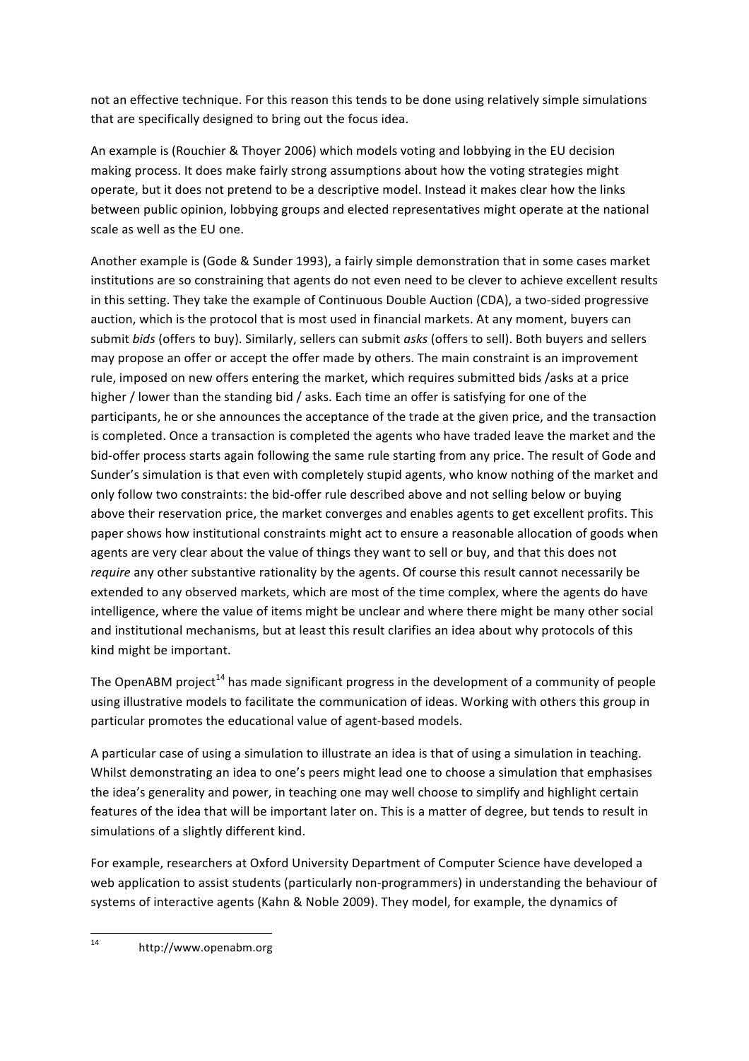not an effective technique. For this reason this tends to be done using relatively simple simulations that are specifically designed to bring out the focus idea.

An example is (Rouchier & Thoyer 2006) which models voting and lobbying in the EU decision making process. It does make fairly strong assumptions about how the voting strategies might operate, but it does not pretend to be a descriptive model. Instead it makes clear how the links between public opinion, lobbying groups and elected representatives might operate at the national scale as well as the EU one.

Another example is (Gode & Sunder 1993), a fairly simple demonstration that in some cases market institutions are so constraining that agents do not even need to be clever to achieve excellent results in this setting. They take the example of Continuous Double Auction (CDA), a two-sided progressive auction, which is the protocol that is most used in financial markets. At any moment, buyers can submit *bids* (offers to buy). Similarly, sellers can submit *asks* (offers to sell). Both buyers and sellers may propose an offer or accept the offer made by others. The main constraint is an improvement rule, imposed on new offers entering the market, which requires submitted bids /asks at a price higher / lower than the standing bid / asks. Each time an offer is satisfying for one of the participants, he or she announces the acceptance of the trade at the given price, and the transaction is completed. Once a transaction is completed the agents who have traded leave the market and the bid-offer process starts again following the same rule starting from any price. The result of Gode and Sunder's simulation is that even with completely stupid agents, who know nothing of the market and only follow two constraints: the bid-offer rule described above and not selling below or buying above their reservation price, the market converges and enables agents to get excellent profits. This paper shows how institutional constraints might act to ensure a reasonable allocation of goods when agents are very clear about the value of things they want to sell or buy, and that this does not *require* any other substantive rationality by the agents. Of course this result cannot necessarily be extended to any observed markets, which are most of the time complex, where the agents do have intelligence, where the value of items might be unclear and where there might be many other social and institutional mechanisms, but at least this result clarifies an idea about why protocols of this kind might be important.

The OpenABM project[14] has made significant progress in the development of a community of people using illustrative models to facilitate the communication of ideas. Working with others this group in particular promotes the educational value of agent-based models.

A particular case of using a simulation to illustrate an idea is that of using a simulation in teaching. Whilst demonstrating an idea to one's peers might lead one to choose a simulation that emphasises the idea's generality and power, in teaching one may well choose to simplify and highlight certain features of the idea that will be important later on. This is a matter of degree, but tends to result in simulations of a slightly different kind.

For example, researchers at Oxford University Department of Computer Science have developed a web application to assist students (particularly non-programmers) in understanding the behaviour of systems of interactive agents (Kahn & Noble 2009). They model, for example, the dynamics of

[14] http://www.openabm.org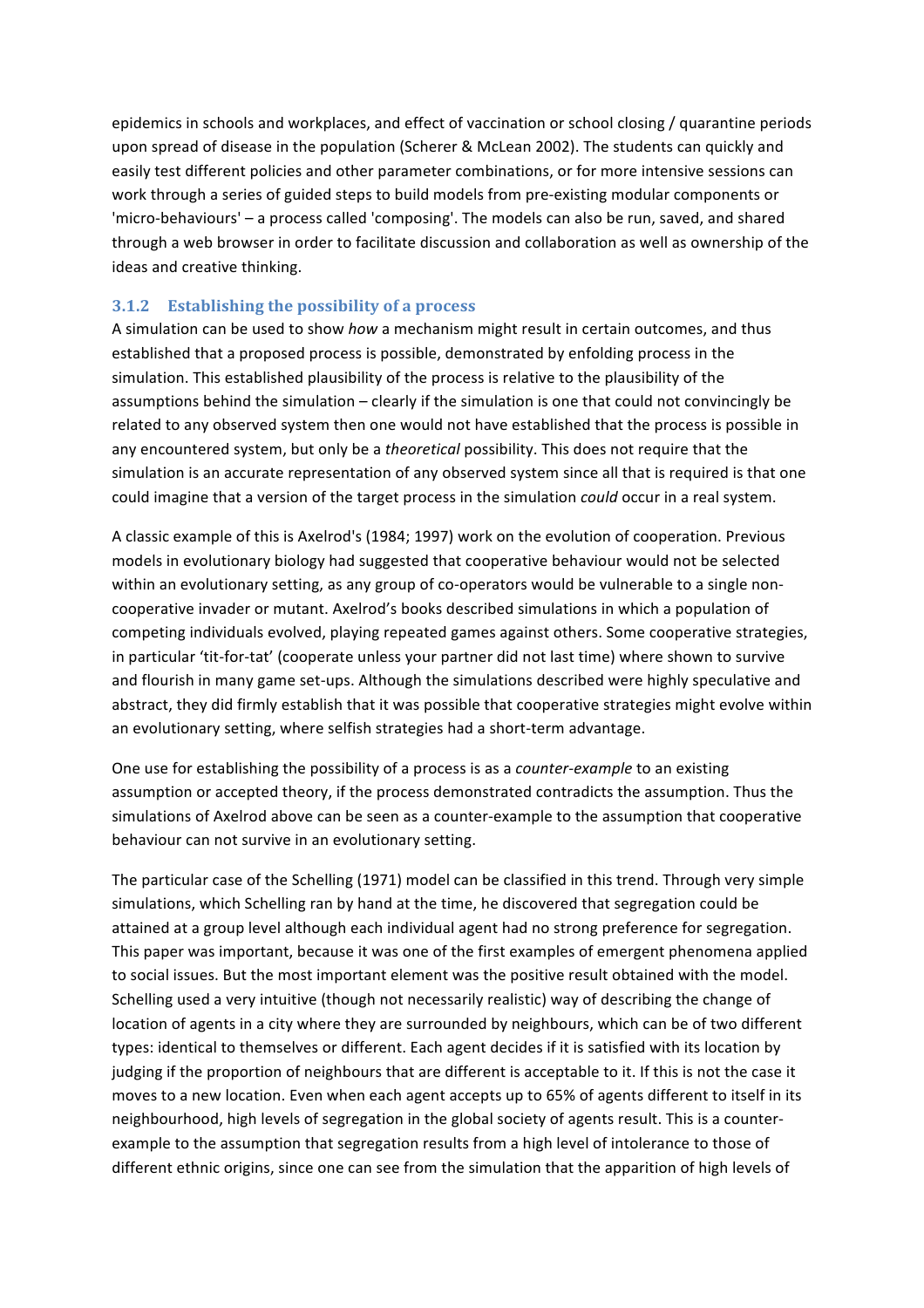epidemics in schools and workplaces, and effect of vaccination or school closing / quarantine periods upon spread of disease in the population (Scherer & McLean 2002). The students can quickly and easily test different policies and other parameter combinations, or for more intensive sessions can work through a series of guided steps to build models from pre-existing modular components or 'micro-behaviours' – a process called 'composing'. The models can also be run, saved, and shared through a web browser in order to facilitate discussion and collaboration as well as ownership of the ideas and creative thinking.

### 3.1.2 Establishing the possibility of a process

A simulation can be used to show *how* a mechanism might result in certain outcomes, and thus established that a proposed process is possible, demonstrated by enfolding process in the simulation. This established plausibility of the process is relative to the plausibility of the assumptions behind the simulation – clearly if the simulation is one that could not convincingly be related to any observed system then one would not have established that the process is possible in any encountered system, but only be a *theoretical* possibility. This does not require that the simulation is an accurate representation of any observed system since all that is required is that one could imagine that a version of the target process in the simulation *could* occur in a real system.

A classic example of this is Axelrod's (1984; 1997) work on the evolution of cooperation. Previous models in evolutionary biology had suggested that cooperative behaviour would not be selected within an evolutionary setting, as any group of co-operators would be vulnerable to a single non-cooperative invader or mutant. Axelrod's books described simulations in which a population of competing individuals evolved, playing repeated games against others. Some cooperative strategies, in particular 'tit-for-tat' (cooperate unless your partner did not last time) where shown to survive and flourish in many game set-ups. Although the simulations described were highly speculative and abstract, they did firmly establish that it was possible that cooperative strategies might evolve within an evolutionary setting, where selfish strategies had a short-term advantage.

One use for establishing the possibility of a process is as a *counter-example* to an existing assumption or accepted theory, if the process demonstrated contradicts the assumption. Thus the simulations of Axelrod above can be seen as a counter-example to the assumption that cooperative behaviour can not survive in an evolutionary setting.

The particular case of the Schelling (1971) model can be classified in this trend. Through very simple simulations, which Schelling ran by hand at the time, he discovered that segregation could be attained at a group level although each individual agent had no strong preference for segregation. This paper was important, because it was one of the first examples of emergent phenomena applied to social issues. But the most important element was the positive result obtained with the model. Schelling used a very intuitive (though not necessarily realistic) way of describing the change of location of agents in a city where they are surrounded by neighbours, which can be of two different types: identical to themselves or different. Each agent decides if it is satisfied with its location by judging if the proportion of neighbours that are different is acceptable to it. If this is not the case it moves to a new location. Even when each agent accepts up to 65% of agents different to itself in its neighbourhood, high levels of segregation in the global society of agents result. This is a counter-example to the assumption that segregation results from a high level of intolerance to those of different ethnic origins, since one can see from the simulation that the apparition of high levels of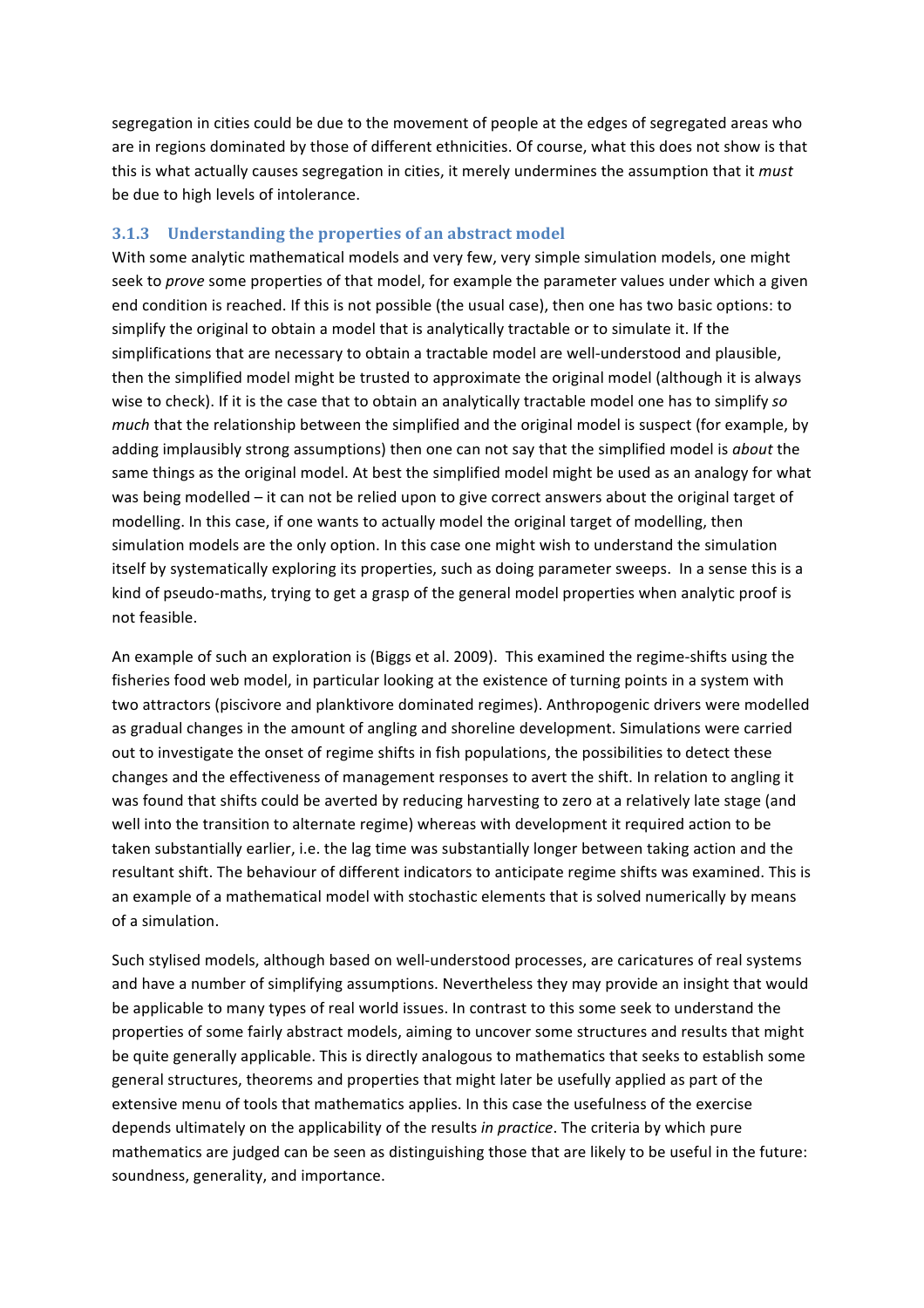segregation in cities could be due to the movement of people at the edges of segregated areas who are in regions dominated by those of different ethnicities. Of course, what this does not show is that this is what actually causes segregation in cities, it merely undermines the assumption that it *must* be due to high levels of intolerance.

### 3.1.3 Understanding the properties of an abstract model

With some analytic mathematical models and very few, very simple simulation models, one might seek to *prove* some properties of that model, for example the parameter values under which a given end condition is reached. If this is not possible (the usual case), then one has two basic options: to simplify the original to obtain a model that is analytically tractable or to simulate it. If the simplifications that are necessary to obtain a tractable model are well-understood and plausible, then the simplified model might be trusted to approximate the original model (although it is always wise to check). If it is the case that to obtain an analytically tractable model one has to simplify *so much* that the relationship between the simplified and the original model is suspect (for example, by adding implausibly strong assumptions) then one can not say that the simplified model is *about* the same things as the original model. At best the simplified model might be used as an analogy for what was being modelled – it can not be relied upon to give correct answers about the original target of modelling. In this case, if one wants to actually model the original target of modelling, then simulation models are the only option. In this case one might wish to understand the simulation itself by systematically exploring its properties, such as doing parameter sweeps. In a sense this is a kind of pseudo-maths, trying to get a grasp of the general model properties when analytic proof is not feasible.

An example of such an exploration is (Biggs et al. 2009). This examined the regime-shifts using the fisheries food web model, in particular looking at the existence of turning points in a system with two attractors (piscivore and planktivore dominated regimes). Anthropogenic drivers were modelled as gradual changes in the amount of angling and shoreline development. Simulations were carried out to investigate the onset of regime shifts in fish populations, the possibilities to detect these changes and the effectiveness of management responses to avert the shift. In relation to angling it was found that shifts could be averted by reducing harvesting to zero at a relatively late stage (and well into the transition to alternate regime) whereas with development it required action to be taken substantially earlier, i.e. the lag time was substantially longer between taking action and the resultant shift. The behaviour of different indicators to anticipate regime shifts was examined. This is an example of a mathematical model with stochastic elements that is solved numerically by means of a simulation.

Such stylised models, although based on well-understood processes, are caricatures of real systems and have a number of simplifying assumptions. Nevertheless they may provide an insight that would be applicable to many types of real world issues. In contrast to this some seek to understand the properties of some fairly abstract models, aiming to uncover some structures and results that might be quite generally applicable. This is directly analogous to mathematics that seeks to establish some general structures, theorems and properties that might later be usefully applied as part of the extensive menu of tools that mathematics applies. In this case the usefulness of the exercise depends ultimately on the applicability of the results *in practice*. The criteria by which pure mathematics are judged can be seen as distinguishing those that are likely to be useful in the future: soundness, generality, and importance.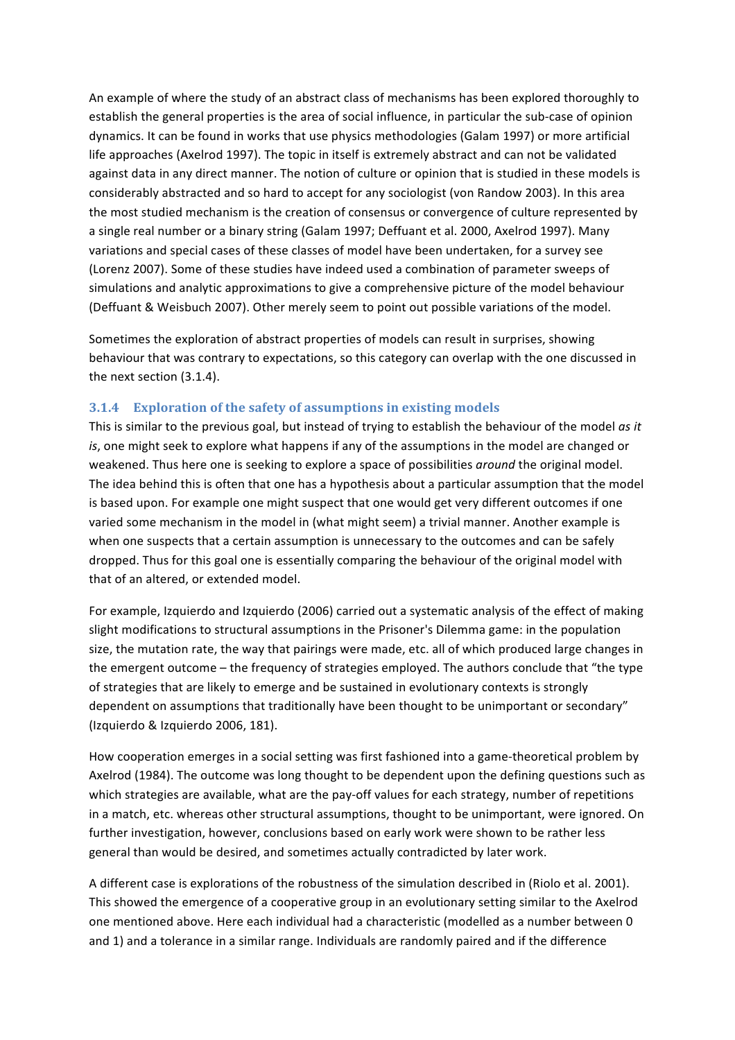An example of where the study of an abstract class of mechanisms has been explored thoroughly to establish the general properties is the area of social influence, in particular the sub-case of opinion dynamics. It can be found in works that use physics methodologies (Galam 1997) or more artificial life approaches (Axelrod 1997). The topic in itself is extremely abstract and can not be validated against data in any direct manner. The notion of culture or opinion that is studied in these models is considerably abstracted and so hard to accept for any sociologist (von Randow 2003). In this area the most studied mechanism is the creation of consensus or convergence of culture represented by a single real number or a binary string (Galam 1997; Deffuant et al. 2000, Axelrod 1997). Many variations and special cases of these classes of model have been undertaken, for a survey see (Lorenz 2007). Some of these studies have indeed used a combination of parameter sweeps of simulations and analytic approximations to give a comprehensive picture of the model behaviour (Deffuant & Weisbuch 2007). Other merely seem to point out possible variations of the model.

Sometimes the exploration of abstract properties of models can result in surprises, showing behaviour that was contrary to expectations, so this category can overlap with the one discussed in the next section (3.1.4).

### 3.1.4 Exploration of the safety of assumptions in existing models

This is similar to the previous goal, but instead of trying to establish the behaviour of the model *as it is*, one might seek to explore what happens if any of the assumptions in the model are changed or weakened. Thus here one is seeking to explore a space of possibilities *around* the original model. The idea behind this is often that one has a hypothesis about a particular assumption that the model is based upon. For example one might suspect that one would get very different outcomes if one varied some mechanism in the model in (what might seem) a trivial manner. Another example is when one suspects that a certain assumption is unnecessary to the outcomes and can be safely dropped. Thus for this goal one is essentially comparing the behaviour of the original model with that of an altered, or extended model.

For example, Izquierdo and Izquierdo (2006) carried out a systematic analysis of the effect of making slight modifications to structural assumptions in the Prisoner's Dilemma game: in the population size, the mutation rate, the way that pairings were made, etc. all of which produced large changes in the emergent outcome – the frequency of strategies employed. The authors conclude that "the type of strategies that are likely to emerge and be sustained in evolutionary contexts is strongly dependent on assumptions that traditionally have been thought to be unimportant or secondary" (Izquierdo & Izquierdo 2006, 181).

How cooperation emerges in a social setting was first fashioned into a game-theoretical problem by Axelrod (1984). The outcome was long thought to be dependent upon the defining questions such as which strategies are available, what are the pay-off values for each strategy, number of repetitions in a match, etc. whereas other structural assumptions, thought to be unimportant, were ignored. On further investigation, however, conclusions based on early work were shown to be rather less general than would be desired, and sometimes actually contradicted by later work.

A different case is explorations of the robustness of the simulation described in (Riolo et al. 2001). This showed the emergence of a cooperative group in an evolutionary setting similar to the Axelrod one mentioned above. Here each individual had a characteristic (modelled as a number between 0 and 1) and a tolerance in a similar range. Individuals are randomly paired and if the difference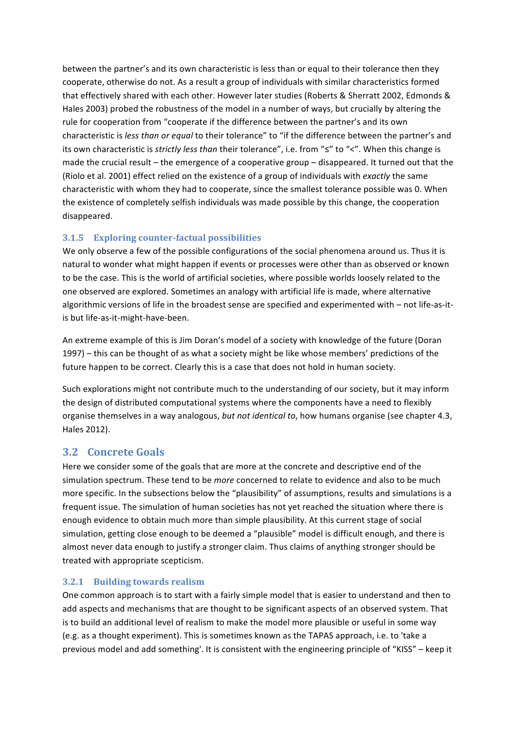between the partner's and its own characteristic is less than or equal to their tolerance then they cooperate, otherwise do not. As a result a group of individuals with similar characteristics formed that effectively shared with each other. However later studies (Roberts & Sherratt 2002, Edmonds & Hales 2003) probed the robustness of the model in a number of ways, but crucially by altering the rule for cooperation from "cooperate if the difference between the partner's and its own characteristic is *less than or equal* to their tolerance" to "if the difference between the partner's and its own characteristic is *strictly less than* their tolerance", i.e. from "≤" to "<". When this change is made the crucial result – the emergence of a cooperative group – disappeared. It turned out that the (Riolo et al. 2001) effect relied on the existence of a group of individuals with *exactly* the same characteristic with whom they had to cooperate, since the smallest tolerance possible was 0. When the existence of completely selfish individuals was made possible by this change, the cooperation disappeared.

### 3.1.5 Exploring counter-factual possibilities

We only observe a few of the possible configurations of the social phenomena around us. Thus it is natural to wonder what might happen if events or processes were other than as observed or known to be the case. This is the world of artificial societies, where possible worlds loosely related to the one observed are explored. Sometimes an analogy with artificial life is made, where alternative algorithmic versions of life in the broadest sense are specified and experimented with – not life-as-it-is but life-as-it-might-have-been.

An extreme example of this is Jim Doran's model of a society with knowledge of the future (Doran 1997) – this can be thought of as what a society might be like whose members' predictions of the future happen to be correct. Clearly this is a case that does not hold in human society.

Such explorations might not contribute much to the understanding of our society, but it may inform the design of distributed computational systems where the components have a need to flexibly organise themselves in a way analogous, *but not identical to*, how humans organise (see chapter 4.3, Hales 2012).

## 3.2 Concrete Goals

Here we consider some of the goals that are more at the concrete and descriptive end of the simulation spectrum. These tend to be *more* concerned to relate to evidence and also to be much more specific. In the subsections below the "plausibility" of assumptions, results and simulations is a frequent issue. The simulation of human societies has not yet reached the situation where there is enough evidence to obtain much more than simple plausibility. At this current stage of social simulation, getting close enough to be deemed a "plausible" model is difficult enough, and there is almost never data enough to justify a stronger claim. Thus claims of anything stronger should be treated with appropriate scepticism.

### 3.2.1 Building towards realism

One common approach is to start with a fairly simple model that is easier to understand and then to add aspects and mechanisms that are thought to be significant aspects of an observed system. That is to build an additional level of realism to make the model more plausible or useful in some way (e.g. as a thought experiment). This is sometimes known as the TAPAS approach, i.e. to 'take a previous model and add something'. It is consistent with the engineering principle of "KISS" – keep it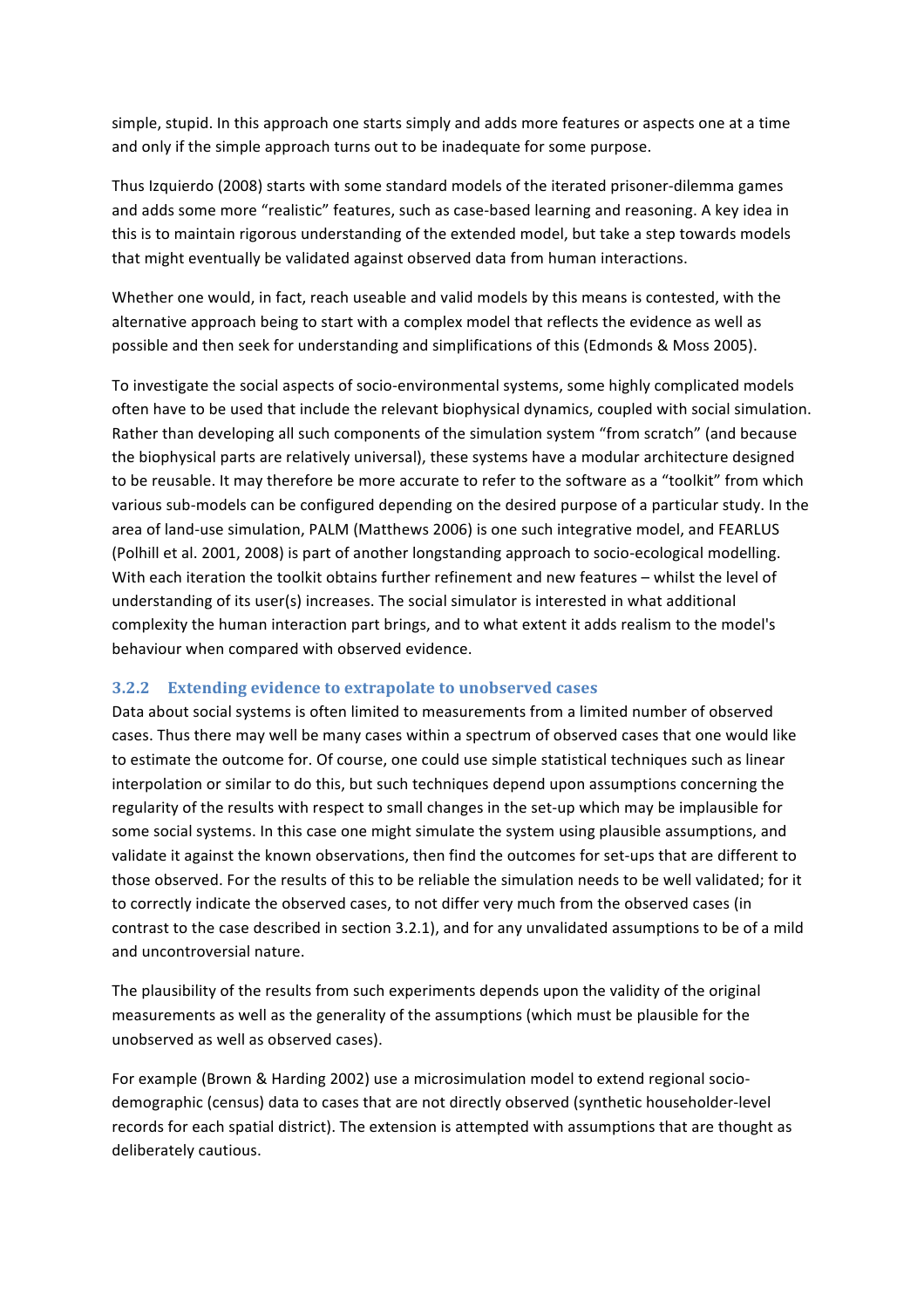simple, stupid. In this approach one starts simply and adds more features or aspects one at a time and only if the simple approach turns out to be inadequate for some purpose.

Thus Izquierdo (2008) starts with some standard models of the iterated prisoner-dilemma games and adds some more "realistic" features, such as case-based learning and reasoning. A key idea in this is to maintain rigorous understanding of the extended model, but take a step towards models that might eventually be validated against observed data from human interactions.

Whether one would, in fact, reach useable and valid models by this means is contested, with the alternative approach being to start with a complex model that reflects the evidence as well as possible and then seek for understanding and simplifications of this (Edmonds & Moss 2005).

To investigate the social aspects of socio-environmental systems, some highly complicated models often have to be used that include the relevant biophysical dynamics, coupled with social simulation. Rather than developing all such components of the simulation system "from scratch" (and because the biophysical parts are relatively universal), these systems have a modular architecture designed to be reusable. It may therefore be more accurate to refer to the software as a "toolkit" from which various sub-models can be configured depending on the desired purpose of a particular study. In the area of land-use simulation, PALM (Matthews 2006) is one such integrative model, and FEARLUS (Polhill et al. 2001, 2008) is part of another longstanding approach to socio-ecological modelling. With each iteration the toolkit obtains further refinement and new features – whilst the level of understanding of its user(s) increases. The social simulator is interested in what additional complexity the human interaction part brings, and to what extent it adds realism to the model's behaviour when compared with observed evidence.

### 3.2.2 Extending evidence to extrapolate to unobserved cases

Data about social systems is often limited to measurements from a limited number of observed cases. Thus there may well be many cases within a spectrum of observed cases that one would like to estimate the outcome for. Of course, one could use simple statistical techniques such as linear interpolation or similar to do this, but such techniques depend upon assumptions concerning the regularity of the results with respect to small changes in the set-up which may be implausible for some social systems. In this case one might simulate the system using plausible assumptions, and validate it against the known observations, then find the outcomes for set-ups that are different to those observed. For the results of this to be reliable the simulation needs to be well validated; for it to correctly indicate the observed cases, to not differ very much from the observed cases (in contrast to the case described in section 3.2.1), and for any unvalidated assumptions to be of a mild and uncontroversial nature.

The plausibility of the results from such experiments depends upon the validity of the original measurements as well as the generality of the assumptions (which must be plausible for the unobserved as well as observed cases).

For example (Brown & Harding 2002) use a microsimulation model to extend regional socio-demographic (census) data to cases that are not directly observed (synthetic householder-level records for each spatial district). The extension is attempted with assumptions that are thought as deliberately cautious.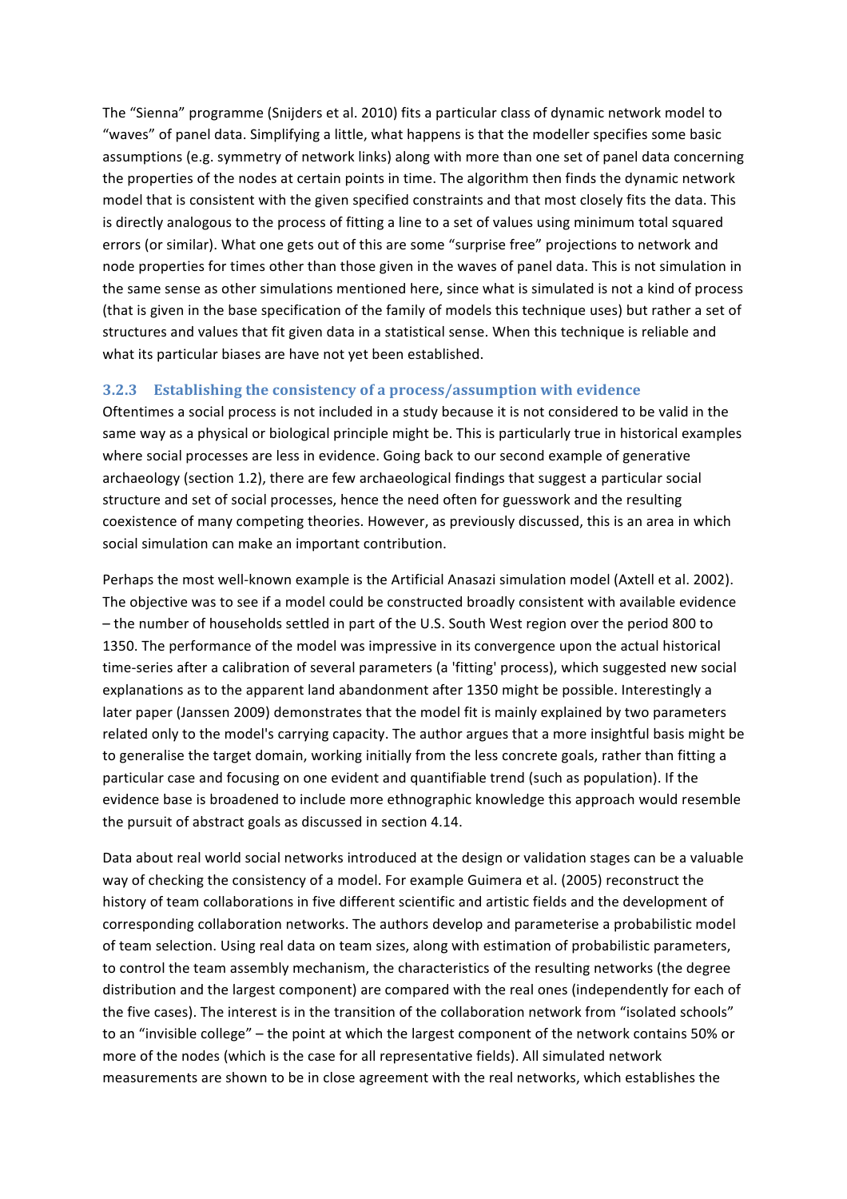The "Sienna" programme (Snijders et al. 2010) fits a particular class of dynamic network model to "waves" of panel data. Simplifying a little, what happens is that the modeller specifies some basic assumptions (e.g. symmetry of network links) along with more than one set of panel data concerning the properties of the nodes at certain points in time. The algorithm then finds the dynamic network model that is consistent with the given specified constraints and that most closely fits the data. This is directly analogous to the process of fitting a line to a set of values using minimum total squared errors (or similar). What one gets out of this are some "surprise free" projections to network and node properties for times other than those given in the waves of panel data. This is not simulation in the same sense as other simulations mentioned here, since what is simulated is not a kind of process (that is given in the base specification of the family of models this technique uses) but rather a set of structures and values that fit given data in a statistical sense. When this technique is reliable and what its particular biases are have not yet been established.

### 3.2.3 Establishing the consistency of a process/assumption with evidence

Oftentimes a social process is not included in a study because it is not considered to be valid in the same way as a physical or biological principle might be. This is particularly true in historical examples where social processes are less in evidence. Going back to our second example of generative archaeology (section 1.2), there are few archaeological findings that suggest a particular social structure and set of social processes, hence the need often for guesswork and the resulting coexistence of many competing theories. However, as previously discussed, this is an area in which social simulation can make an important contribution.

Perhaps the most well-known example is the Artificial Anasazi simulation model (Axtell et al. 2002). The objective was to see if a model could be constructed broadly consistent with available evidence – the number of households settled in part of the U.S. South West region over the period 800 to 1350. The performance of the model was impressive in its convergence upon the actual historical time-series after a calibration of several parameters (a 'fitting' process), which suggested new social explanations as to the apparent land abandonment after 1350 might be possible. Interestingly a later paper (Janssen 2009) demonstrates that the model fit is mainly explained by two parameters related only to the model's carrying capacity. The author argues that a more insightful basis might be to generalise the target domain, working initially from the less concrete goals, rather than fitting a particular case and focusing on one evident and quantifiable trend (such as population). If the evidence base is broadened to include more ethnographic knowledge this approach would resemble the pursuit of abstract goals as discussed in section 4.14.

Data about real world social networks introduced at the design or validation stages can be a valuable way of checking the consistency of a model. For example Guimera et al. (2005) reconstruct the history of team collaborations in five different scientific and artistic fields and the development of corresponding collaboration networks. The authors develop and parameterise a probabilistic model of team selection. Using real data on team sizes, along with estimation of probabilistic parameters, to control the team assembly mechanism, the characteristics of the resulting networks (the degree distribution and the largest component) are compared with the real ones (independently for each of the five cases). The interest is in the transition of the collaboration network from "isolated schools" to an "invisible college" – the point at which the largest component of the network contains 50% or more of the nodes (which is the case for all representative fields). All simulated network measurements are shown to be in close agreement with the real networks, which establishes the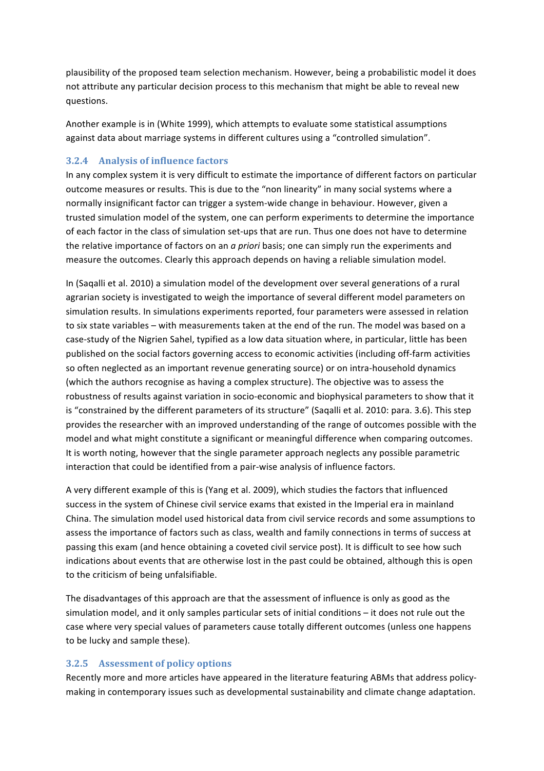plausibility of the proposed team selection mechanism. However, being a probabilistic model it does not attribute any particular decision process to this mechanism that might be able to reveal new questions.

Another example is in (White 1999), which attempts to evaluate some statistical assumptions against data about marriage systems in different cultures using a “controlled simulation”.

### 3.2.4 Analysis of influence factors

In any complex system it is very difficult to estimate the importance of different factors on particular outcome measures or results. This is due to the “non linearity” in many social systems where a normally insignificant factor can trigger a system-wide change in behaviour. However, given a trusted simulation model of the system, one can perform experiments to determine the importance of each factor in the class of simulation set-ups that are run. Thus one does not have to determine the relative importance of factors on an *a priori* basis; one can simply run the experiments and measure the outcomes. Clearly this approach depends on having a reliable simulation model.

In (Saqalli et al. 2010) a simulation model of the development over several generations of a rural agrarian society is investigated to weigh the importance of several different model parameters on simulation results. In simulations experiments reported, four parameters were assessed in relation to six state variables – with measurements taken at the end of the run. The model was based on a case-study of the Nigrien Sahel, typified as a low data situation where, in particular, little has been published on the social factors governing access to economic activities (including off-farm activities so often neglected as an important revenue generating source) or on intra-household dynamics (which the authors recognise as having a complex structure). The objective was to assess the robustness of results against variation in socio-economic and biophysical parameters to show that it is “constrained by the different parameters of its structure” (Saqalli et al. 2010: para. 3.6). This step provides the researcher with an improved understanding of the range of outcomes possible with the model and what might constitute a significant or meaningful difference when comparing outcomes. It is worth noting, however that the single parameter approach neglects any possible parametric interaction that could be identified from a pair-wise analysis of influence factors.

A very different example of this is (Yang et al. 2009), which studies the factors that influenced success in the system of Chinese civil service exams that existed in the Imperial era in mainland China. The simulation model used historical data from civil service records and some assumptions to assess the importance of factors such as class, wealth and family connections in terms of success at passing this exam (and hence obtaining a coveted civil service post). It is difficult to see how such indications about events that are otherwise lost in the past could be obtained, although this is open to the criticism of being unfalsifiable.

The disadvantages of this approach are that the assessment of influence is only as good as the simulation model, and it only samples particular sets of initial conditions – it does not rule out the case where very special values of parameters cause totally different outcomes (unless one happens to be lucky and sample these).

### 3.2.5 Assessment of policy options

Recently more and more articles have appeared in the literature featuring ABMs that address policy-making in contemporary issues such as developmental sustainability and climate change adaptation.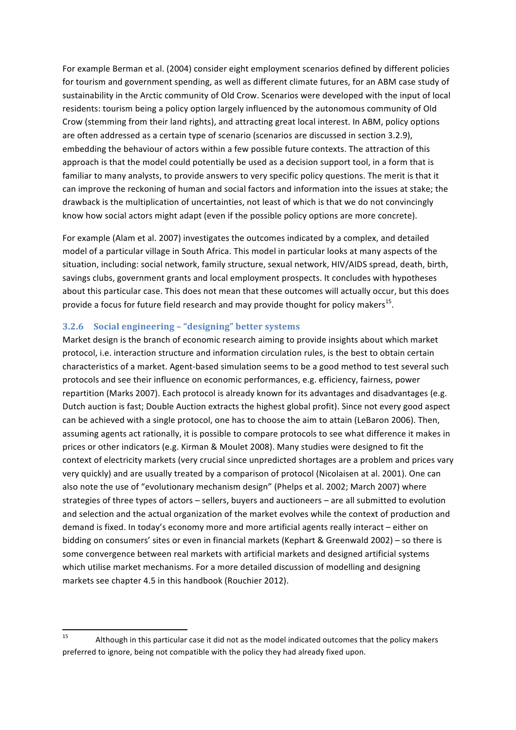For example Berman et al. (2004) consider eight employment scenarios defined by different policies for tourism and government spending, as well as different climate futures, for an ABM case study of sustainability in the Arctic community of Old Crow. Scenarios were developed with the input of local residents: tourism being a policy option largely influenced by the autonomous community of Old Crow (stemming from their land rights), and attracting great local interest. In ABM, policy options are often addressed as a certain type of scenario (scenarios are discussed in section 3.2.9), embedding the behaviour of actors within a few possible future contexts. The attraction of this approach is that the model could potentially be used as a decision support tool, in a form that is familiar to many analysts, to provide answers to very specific policy questions. The merit is that it can improve the reckoning of human and social factors and information into the issues at stake; the drawback is the multiplication of uncertainties, not least of which is that we do not convincingly know how social actors might adapt (even if the possible policy options are more concrete).

For example (Alam et al. 2007) investigates the outcomes indicated by a complex, and detailed model of a particular village in South Africa. This model in particular looks at many aspects of the situation, including: social network, family structure, sexual network, HIV/AIDS spread, death, birth, savings clubs, government grants and local employment prospects. It concludes with hypotheses about this particular case. This does not mean that these outcomes will actually occur, but this does provide a focus for future field research and may provide thought for policy makers[15].

### 3.2.6 Social engineering – "designing" better systems

Market design is the branch of economic research aiming to provide insights about which market protocol, i.e. interaction structure and information circulation rules, is the best to obtain certain characteristics of a market. Agent-based simulation seems to be a good method to test several such protocols and see their influence on economic performances, e.g. efficiency, fairness, power repartition (Marks 2007). Each protocol is already known for its advantages and disadvantages (e.g. Dutch auction is fast; Double Auction extracts the highest global profit). Since not every good aspect can be achieved with a single protocol, one has to choose the aim to attain (LeBaron 2006). Then, assuming agents act rationally, it is possible to compare protocols to see what difference it makes in prices or other indicators (e.g. Kirman & Moulet 2008). Many studies were designed to fit the context of electricity markets (very crucial since unpredicted shortages are a problem and prices vary very quickly) and are usually treated by a comparison of protocol (Nicolaisen at al. 2001). One can also note the use of "evolutionary mechanism design" (Phelps et al. 2002; March 2007) where strategies of three types of actors – sellers, buyers and auctioneers – are all submitted to evolution and selection and the actual organization of the market evolves while the context of production and demand is fixed. In today's economy more and more artificial agents really interact – either on bidding on consumers' sites or even in financial markets (Kephart & Greenwald 2002) – so there is some convergence between real markets with artificial markets and designed artificial systems which utilise market mechanisms. For a more detailed discussion of modelling and designing markets see chapter 4.5 in this handbook (Rouchier 2012).

---

[15] Although in this particular case it did not as the model indicated outcomes that the policy makers preferred to ignore, being not compatible with the policy they had already fixed upon.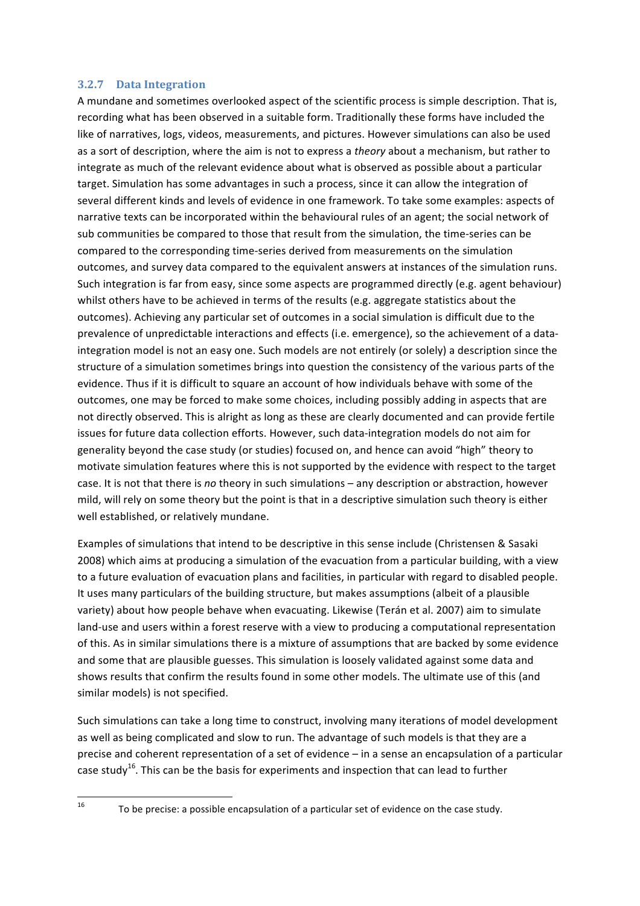### 3.2.7 Data Integration

A mundane and sometimes overlooked aspect of the scientific process is simple description. That is, recording what has been observed in a suitable form. Traditionally these forms have included the like of narratives, logs, videos, measurements, and pictures. However simulations can also be used as a sort of description, where the aim is not to express a *theory* about a mechanism, but rather to integrate as much of the relevant evidence about what is observed as possible about a particular target. Simulation has some advantages in such a process, since it can allow the integration of several different kinds and levels of evidence in one framework. To take some examples: aspects of narrative texts can be incorporated within the behavioural rules of an agent; the social network of sub communities be compared to those that result from the simulation, the time-series can be compared to the corresponding time-series derived from measurements on the simulation outcomes, and survey data compared to the equivalent answers at instances of the simulation runs. Such integration is far from easy, since some aspects are programmed directly (e.g. agent behaviour) whilst others have to be achieved in terms of the results (e.g. aggregate statistics about the outcomes). Achieving any particular set of outcomes in a social simulation is difficult due to the prevalence of unpredictable interactions and effects (i.e. emergence), so the achievement of a data-integration model is not an easy one. Such models are not entirely (or solely) a description since the structure of a simulation sometimes brings into question the consistency of the various parts of the evidence. Thus if it is difficult to square an account of how individuals behave with some of the outcomes, one may be forced to make some choices, including possibly adding in aspects that are not directly observed. This is alright as long as these are clearly documented and can provide fertile issues for future data collection efforts. However, such data-integration models do not aim for generality beyond the case study (or studies) focused on, and hence can avoid "high" theory to motivate simulation features where this is not supported by the evidence with respect to the target case. It is not that there is *no* theory in such simulations – any description or abstraction, however mild, will rely on some theory but the point is that in a descriptive simulation such theory is either well established, or relatively mundane.

Examples of simulations that intend to be descriptive in this sense include (Christensen & Sasaki 2008) which aims at producing a simulation of the evacuation from a particular building, with a view to a future evaluation of evacuation plans and facilities, in particular with regard to disabled people. It uses many particulars of the building structure, but makes assumptions (albeit of a plausible variety) about how people behave when evacuating. Likewise (Terán et al. 2007) aim to simulate land-use and users within a forest reserve with a view to producing a computational representation of this. As in similar simulations there is a mixture of assumptions that are backed by some evidence and some that are plausible guesses. This simulation is loosely validated against some data and shows results that confirm the results found in some other models. The ultimate use of this (and similar models) is not specified.

Such simulations can take a long time to construct, involving many iterations of model development as well as being complicated and slow to run. The advantage of such models is that they are a precise and coherent representation of a set of evidence – in a sense an encapsulation of a particular case study[16]. This can be the basis for experiments and inspection that can lead to further

[16] To be precise: a possible encapsulation of a particular set of evidence on the case study.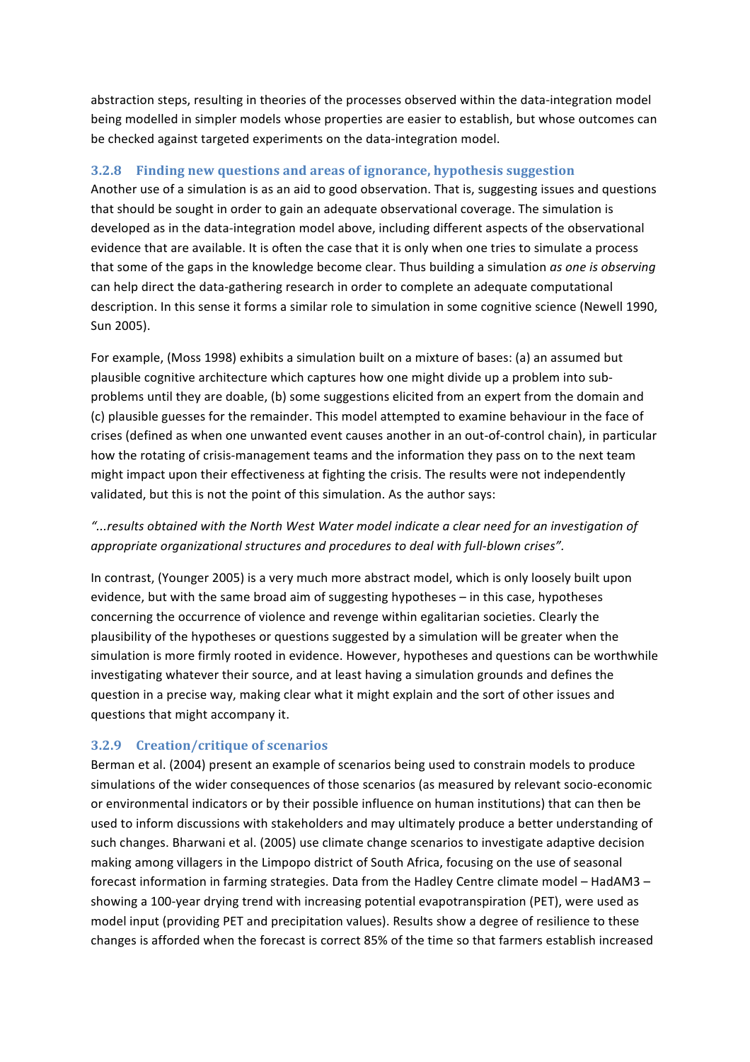abstraction steps, resulting in theories of the processes observed within the data-integration model being modelled in simpler models whose properties are easier to establish, but whose outcomes can be checked against targeted experiments on the data-integration model.

### 3.2.8 Finding new questions and areas of ignorance, hypothesis suggestion

Another use of a simulation is as an aid to good observation. That is, suggesting issues and questions that should be sought in order to gain an adequate observational coverage. The simulation is developed as in the data-integration model above, including different aspects of the observational evidence that are available. It is often the case that it is only when one tries to simulate a process that some of the gaps in the knowledge become clear. Thus building a simulation *as one is observing* can help direct the data-gathering research in order to complete an adequate computational description. In this sense it forms a similar role to simulation in some cognitive science (Newell 1990, Sun 2005).

For example, (Moss 1998) exhibits a simulation built on a mixture of bases: (a) an assumed but plausible cognitive architecture which captures how one might divide up a problem into sub-problems until they are doable, (b) some suggestions elicited from an expert from the domain and (c) plausible guesses for the remainder. This model attempted to examine behaviour in the face of crises (defined as when one unwanted event causes another in an out-of-control chain), in particular how the rotating of crisis-management teams and the information they pass on to the next team might impact upon their effectiveness at fighting the crisis. The results were not independently validated, but this is not the point of this simulation. As the author says:

*"...results obtained with the North West Water model indicate a clear need for an investigation of appropriate organizational structures and procedures to deal with full-blown crises".*

In contrast, (Younger 2005) is a very much more abstract model, which is only loosely built upon evidence, but with the same broad aim of suggesting hypotheses – in this case, hypotheses concerning the occurrence of violence and revenge within egalitarian societies. Clearly the plausibility of the hypotheses or questions suggested by a simulation will be greater when the simulation is more firmly rooted in evidence. However, hypotheses and questions can be worthwhile investigating whatever their source, and at least having a simulation grounds and defines the question in a precise way, making clear what it might explain and the sort of other issues and questions that might accompany it.

### 3.2.9 Creation/critique of scenarios

Berman et al. (2004) present an example of scenarios being used to constrain models to produce simulations of the wider consequences of those scenarios (as measured by relevant socio-economic or environmental indicators or by their possible influence on human institutions) that can then be used to inform discussions with stakeholders and may ultimately produce a better understanding of such changes. Bharwani et al. (2005) use climate change scenarios to investigate adaptive decision making among villagers in the Limpopo district of South Africa, focusing on the use of seasonal forecast information in farming strategies. Data from the Hadley Centre climate model – HadAM3 – showing a 100-year drying trend with increasing potential evapotranspiration (PET), were used as model input (providing PET and precipitation values). Results show a degree of resilience to these changes is afforded when the forecast is correct 85% of the time so that farmers establish increased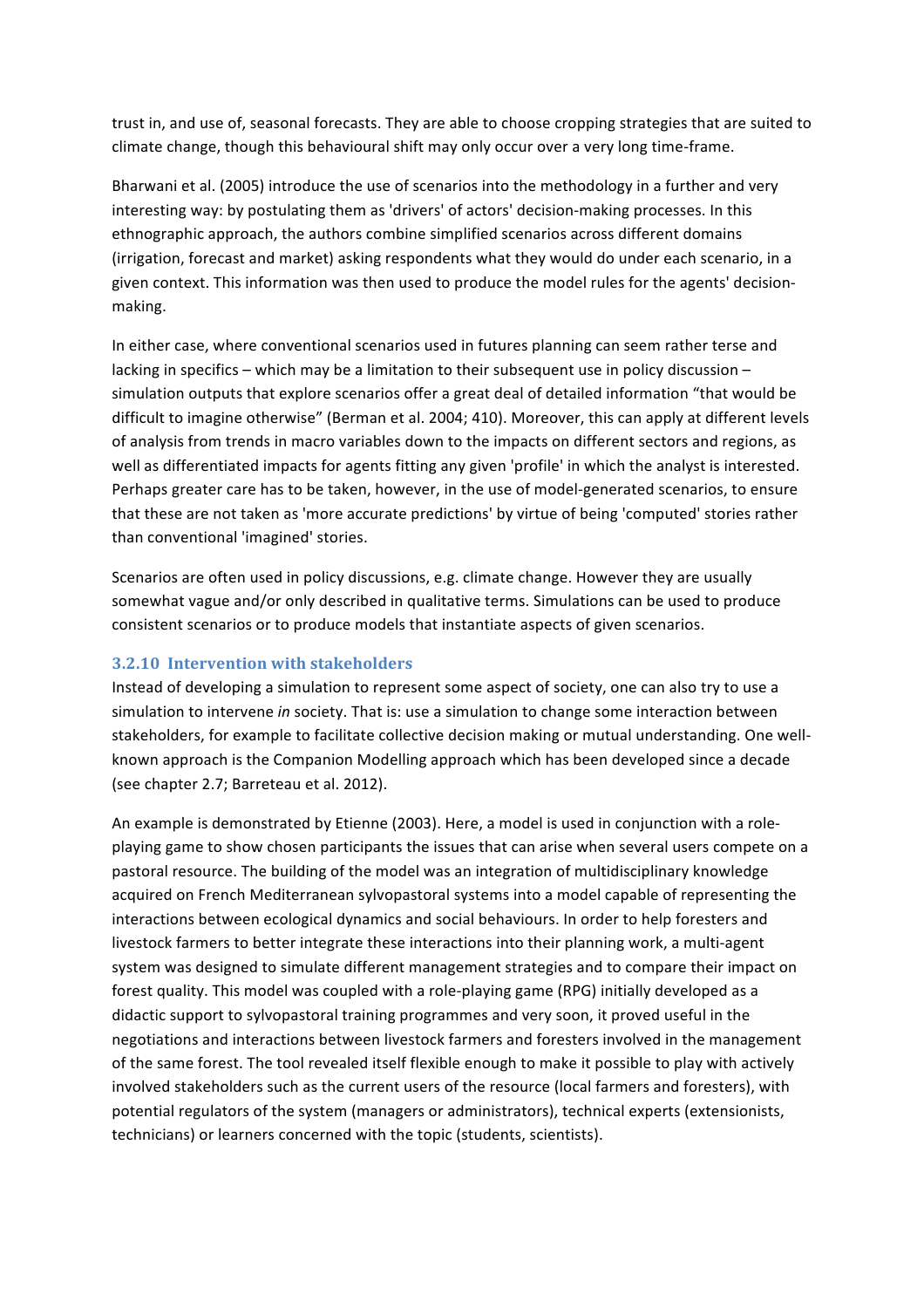trust in, and use of, seasonal forecasts. They are able to choose cropping strategies that are suited to climate change, though this behavioural shift may only occur over a very long time-frame.

Bharwani et al. (2005) introduce the use of scenarios into the methodology in a further and very interesting way: by postulating them as 'drivers' of actors' decision-making processes. In this ethnographic approach, the authors combine simplified scenarios across different domains (irrigation, forecast and market) asking respondents what they would do under each scenario, in a given context. This information was then used to produce the model rules for the agents' decision-making.

In either case, where conventional scenarios used in futures planning can seem rather terse and lacking in specifics – which may be a limitation to their subsequent use in policy discussion – simulation outputs that explore scenarios offer a great deal of detailed information "that would be difficult to imagine otherwise" (Berman et al. 2004; 410). Moreover, this can apply at different levels of analysis from trends in macro variables down to the impacts on different sectors and regions, as well as differentiated impacts for agents fitting any given 'profile' in which the analyst is interested. Perhaps greater care has to be taken, however, in the use of model-generated scenarios, to ensure that these are not taken as 'more accurate predictions' by virtue of being 'computed' stories rather than conventional 'imagined' stories.

Scenarios are often used in policy discussions, e.g. climate change. However they are usually somewhat vague and/or only described in qualitative terms. Simulations can be used to produce consistent scenarios or to produce models that instantiate aspects of given scenarios.

### 3.2.10 Intervention with stakeholders

Instead of developing a simulation to represent some aspect of society, one can also try to use a simulation to intervene *in* society. That is: use a simulation to change some interaction between stakeholders, for example to facilitate collective decision making or mutual understanding. One well-known approach is the Companion Modelling approach which has been developed since a decade (see chapter 2.7; Barreteau et al. 2012).

An example is demonstrated by Etienne (2003). Here, a model is used in conjunction with a role-playing game to show chosen participants the issues that can arise when several users compete on a pastoral resource. The building of the model was an integration of multidisciplinary knowledge acquired on French Mediterranean sylvopastoral systems into a model capable of representing the interactions between ecological dynamics and social behaviours. In order to help foresters and livestock farmers to better integrate these interactions into their planning work, a multi-agent system was designed to simulate different management strategies and to compare their impact on forest quality. This model was coupled with a role-playing game (RPG) initially developed as a didactic support to sylvopastoral training programmes and very soon, it proved useful in the negotiations and interactions between livestock farmers and foresters involved in the management of the same forest. The tool revealed itself flexible enough to make it possible to play with actively involved stakeholders such as the current users of the resource (local farmers and foresters), with potential regulators of the system (managers or administrators), technical experts (extensionists, technicians) or learners concerned with the topic (students, scientists).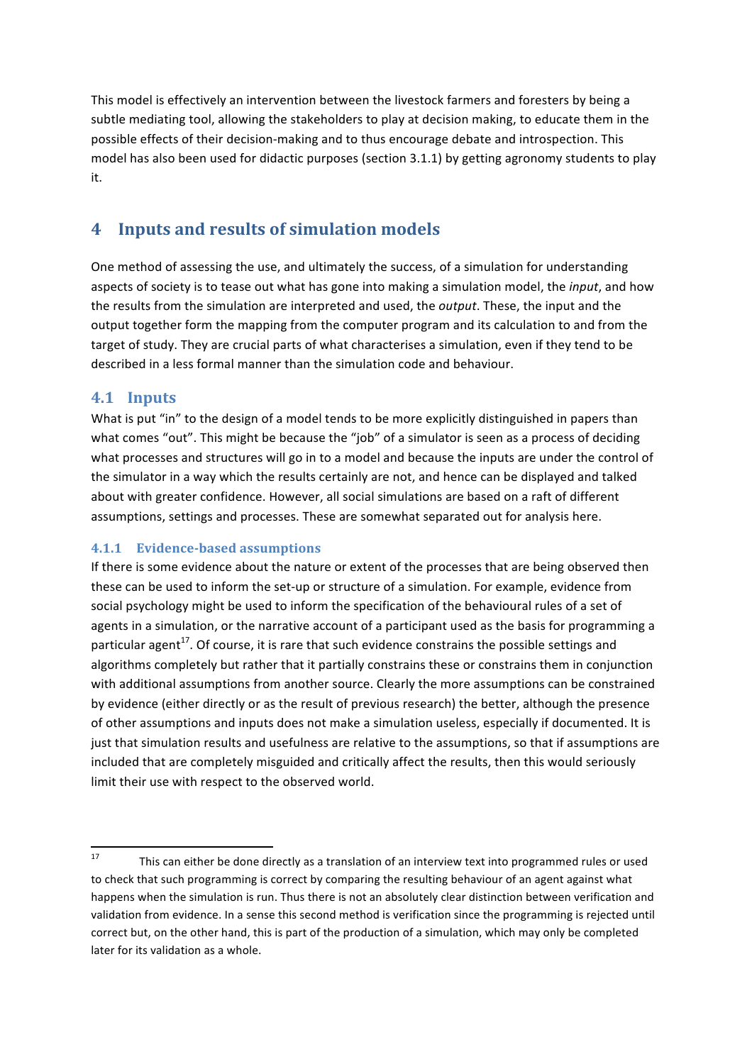This model is effectively an intervention between the livestock farmers and foresters by being a subtle mediating tool, allowing the stakeholders to play at decision making, to educate them in the possible effects of their decision-making and to thus encourage debate and introspection. This model has also been used for didactic purposes (section 3.1.1) by getting agronomy students to play it.

# 4 Inputs and results of simulation models

One method of assessing the use, and ultimately the success, of a simulation for understanding aspects of society is to tease out what has gone into making a simulation model, the *input*, and how the results from the simulation are interpreted and used, the *output*. These, the input and the output together form the mapping from the computer program and its calculation to and from the target of study. They are crucial parts of what characterises a simulation, even if they tend to be described in a less formal manner than the simulation code and behaviour.

## 4.1 Inputs

What is put "in" to the design of a model tends to be more explicitly distinguished in papers than what comes "out". This might be because the "job" of a simulator is seen as a process of deciding what processes and structures will go in to a model and because the inputs are under the control of the simulator in a way which the results certainly are not, and hence can be displayed and talked about with greater confidence. However, all social simulations are based on a raft of different assumptions, settings and processes. These are somewhat separated out for analysis here.

### 4.1.1 Evidence-based assumptions

If there is some evidence about the nature or extent of the processes that are being observed then these can be used to inform the set-up or structure of a simulation. For example, evidence from social psychology might be used to inform the specification of the behavioural rules of a set of agents in a simulation, or the narrative account of a participant used as the basis for programming a particular agent[17]. Of course, it is rare that such evidence constrains the possible settings and algorithms completely but rather that it partially constrains these or constrains them in conjunction with additional assumptions from another source. Clearly the more assumptions can be constrained by evidence (either directly or as the result of previous research) the better, although the presence of other assumptions and inputs does not make a simulation useless, especially if documented. It is just that simulation results and usefulness are relative to the assumptions, so that if assumptions are included that are completely misguided and critically affect the results, then this would seriously limit their use with respect to the observed world.

---

[17] This can either be done directly as a translation of an interview text into programmed rules or used to check that such programming is correct by comparing the resulting behaviour of an agent against what happens when the simulation is run. Thus there is not an absolutely clear distinction between verification and validation from evidence. In a sense this second method is verification since the programming is rejected until correct but, on the other hand, this is part of the production of a simulation, which may only be completed later for its validation as a whole.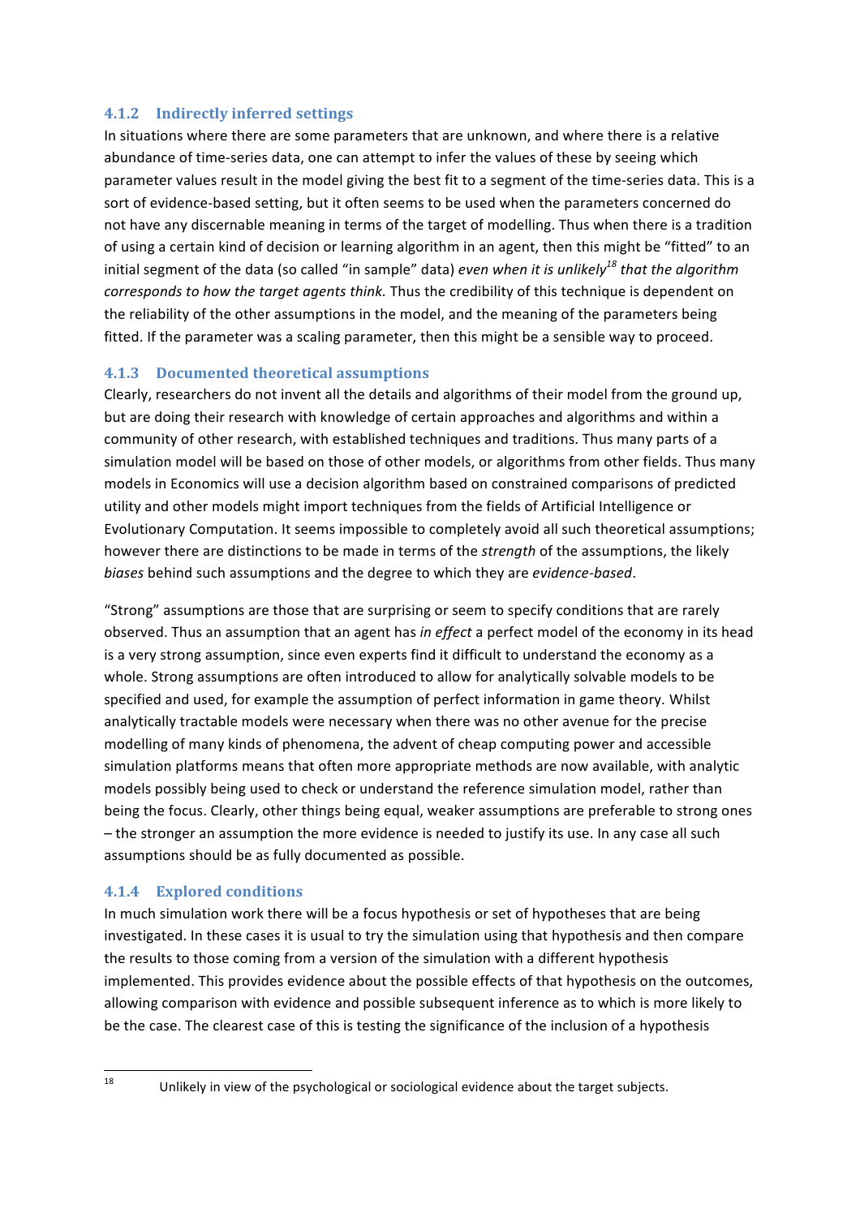### 4.1.2 Indirectly inferred settings

In situations where there are some parameters that are unknown, and where there is a relative abundance of time-series data, one can attempt to infer the values of these by seeing which parameter values result in the model giving the best fit to a segment of the time-series data. This is a sort of evidence-based setting, but it often seems to be used when the parameters concerned do not have any discernable meaning in terms of the target of modelling. Thus when there is a tradition of using a certain kind of decision or learning algorithm in an agent, then this might be "fitted" to an initial segment of the data (so called "in sample" data) *even when it is unlikely*[18] *that the algorithm corresponds to how the target agents think.* Thus the credibility of this technique is dependent on the reliability of the other assumptions in the model, and the meaning of the parameters being fitted. If the parameter was a scaling parameter, then this might be a sensible way to proceed.

### 4.1.3 Documented theoretical assumptions

Clearly, researchers do not invent all the details and algorithms of their model from the ground up, but are doing their research with knowledge of certain approaches and algorithms and within a community of other research, with established techniques and traditions. Thus many parts of a simulation model will be based on those of other models, or algorithms from other fields. Thus many models in Economics will use a decision algorithm based on constrained comparisons of predicted utility and other models might import techniques from the fields of Artificial Intelligence or Evolutionary Computation. It seems impossible to completely avoid all such theoretical assumptions; however there are distinctions to be made in terms of the *strength* of the assumptions, the likely *biases* behind such assumptions and the degree to which they are *evidence-based*.

"Strong" assumptions are those that are surprising or seem to specify conditions that are rarely observed. Thus an assumption that an agent has *in effect* a perfect model of the economy in its head is a very strong assumption, since even experts find it difficult to understand the economy as a whole. Strong assumptions are often introduced to allow for analytically solvable models to be specified and used, for example the assumption of perfect information in game theory. Whilst analytically tractable models were necessary when there was no other avenue for the precise modelling of many kinds of phenomena, the advent of cheap computing power and accessible simulation platforms means that often more appropriate methods are now available, with analytic models possibly being used to check or understand the reference simulation model, rather than being the focus. Clearly, other things being equal, weaker assumptions are preferable to strong ones – the stronger an assumption the more evidence is needed to justify its use. In any case all such assumptions should be as fully documented as possible.

### 4.1.4 Explored conditions

In much simulation work there will be a focus hypothesis or set of hypotheses that are being investigated. In these cases it is usual to try the simulation using that hypothesis and then compare the results to those coming from a version of the simulation with a different hypothesis implemented. This provides evidence about the possible effects of that hypothesis on the outcomes, allowing comparison with evidence and possible subsequent inference as to which is more likely to be the case. The clearest case of this is testing the significance of the inclusion of a hypothesis

---

[18] Unlikely in view of the psychological or sociological evidence about the target subjects.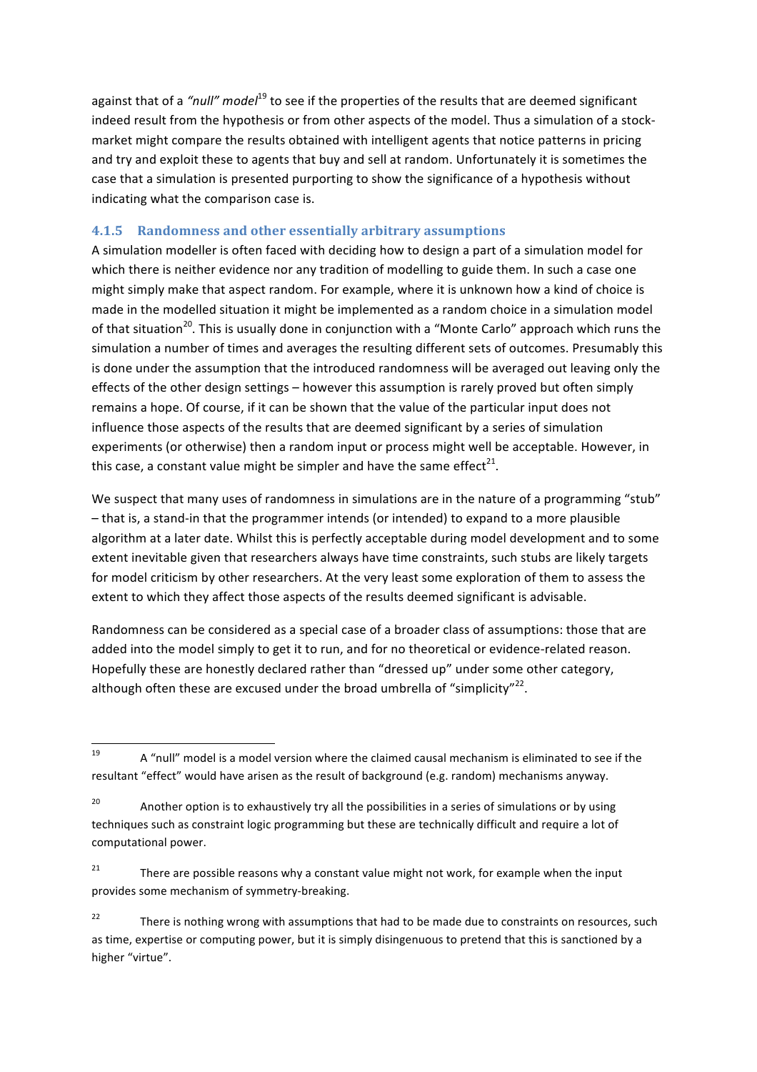against that of a *"null" model*[19] to see if the properties of the results that are deemed significant indeed result from the hypothesis or from other aspects of the model. Thus a simulation of a stock-market might compare the results obtained with intelligent agents that notice patterns in pricing and try and exploit these to agents that buy and sell at random. Unfortunately it is sometimes the case that a simulation is presented purporting to show the significance of a hypothesis without indicating what the comparison case is.

### 4.1.5 Randomness and other essentially arbitrary assumptions

A simulation modeller is often faced with deciding how to design a part of a simulation model for which there is neither evidence nor any tradition of modelling to guide them. In such a case one might simply make that aspect random. For example, where it is unknown how a kind of choice is made in the modelled situation it might be implemented as a random choice in a simulation model of that situation[20]. This is usually done in conjunction with a "Monte Carlo" approach which runs the simulation a number of times and averages the resulting different sets of outcomes. Presumably this is done under the assumption that the introduced randomness will be averaged out leaving only the effects of the other design settings – however this assumption is rarely proved but often simply remains a hope. Of course, if it can be shown that the value of the particular input does not influence those aspects of the results that are deemed significant by a series of simulation experiments (or otherwise) then a random input or process might well be acceptable. However, in this case, a constant value might be simpler and have the same effect[21].

We suspect that many uses of randomness in simulations are in the nature of a programming "stub" – that is, a stand-in that the programmer intends (or intended) to expand to a more plausible algorithm at a later date. Whilst this is perfectly acceptable during model development and to some extent inevitable given that researchers always have time constraints, such stubs are likely targets for model criticism by other researchers. At the very least some exploration of them to assess the extent to which they affect those aspects of the results deemed significant is advisable.

Randomness can be considered as a special case of a broader class of assumptions: those that are added into the model simply to get it to run, and for no theoretical or evidence-related reason. Hopefully these are honestly declared rather than "dressed up" under some other category, although often these are excused under the broad umbrella of "simplicity"[22].

---

[19] A "null" model is a model version where the claimed causal mechanism is eliminated to see if the resultant "effect" would have arisen as the result of background (e.g. random) mechanisms anyway.

[20] Another option is to exhaustively try all the possibilities in a series of simulations or by using techniques such as constraint logic programming but these are technically difficult and require a lot of computational power.

[21] There are possible reasons why a constant value might not work, for example when the input provides some mechanism of symmetry-breaking.

[22] There is nothing wrong with assumptions that had to be made due to constraints on resources, such as time, expertise or computing power, but it is simply disingenuous to pretend that this is sanctioned by a higher "virtue".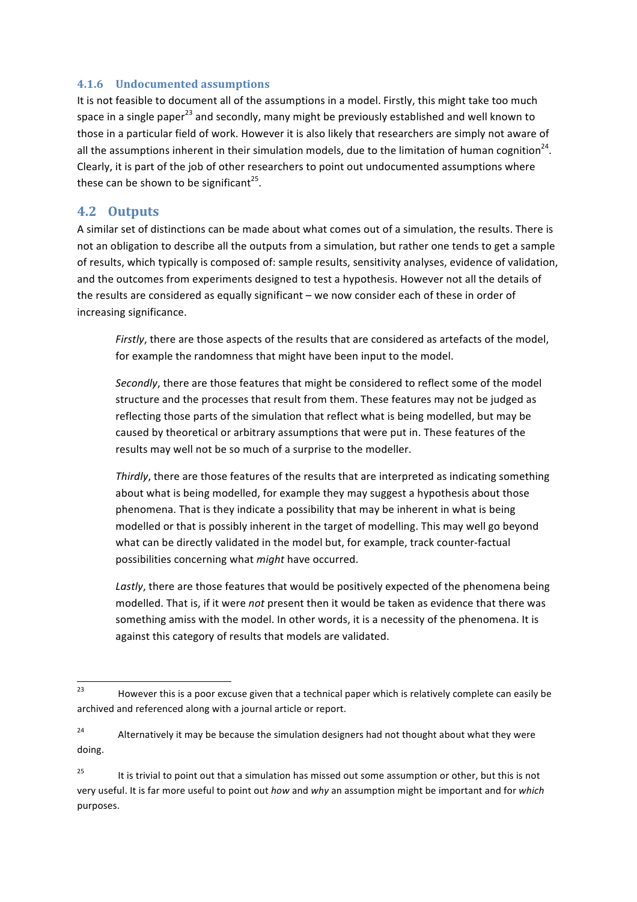#### 4.1.6 Undocumented assumptions

It is not feasible to document all of the assumptions in a model. Firstly, this might take too much space in a single paper[23] and secondly, many might be previously established and well known to those in a particular field of work. However it is also likely that researchers are simply not aware of all the assumptions inherent in their simulation models, due to the limitation of human cognition[24]. Clearly, it is part of the job of other researchers to point out undocumented assumptions where these can be shown to be significant[25].

### 4.2 Outputs

A similar set of distinctions can be made about what comes out of a simulation, the results. There is not an obligation to describe all the outputs from a simulation, but rather one tends to get a sample of results, which typically is composed of: sample results, sensitivity analyses, evidence of validation, and the outcomes from experiments designed to test a hypothesis. However not all the details of the results are considered as equally significant – we now consider each of these in order of increasing significance.

> *Firstly*, there are those aspects of the results that are considered as artefacts of the model, for example the randomness that might have been input to the model.
>
> *Secondly*, there are those features that might be considered to reflect some of the model structure and the processes that result from them. These features may not be judged as reflecting those parts of the simulation that reflect what is being modelled, but may be caused by theoretical or arbitrary assumptions that were put in. These features of the results may well not be so much of a surprise to the modeller.
>
> *Thirdly*, there are those features of the results that are interpreted as indicating something about what is being modelled, for example they may suggest a hypothesis about those phenomena. That is they indicate a possibility that may be inherent in what is being modelled or that is possibly inherent in the target of modelling. This may well go beyond what can be directly validated in the model but, for example, track counter-factual possibilities concerning what *might* have occurred.
>
> *Lastly*, there are those features that would be positively expected of the phenomena being modelled. That is, if it were *not* present then it would be taken as evidence that there was something amiss with the model. In other words, it is a necessity of the phenomena. It is against this category of results that models are validated.

---

[23] However this is a poor excuse given that a technical paper which is relatively complete can easily be archived and referenced along with a journal article or report.

[24] Alternatively it may be because the simulation designers had not thought about what they were doing.

[25] It is trivial to point out that a simulation has missed out some assumption or other, but this is not very useful. It is far more useful to point out *how* and *why* an assumption might be important and for *which* purposes.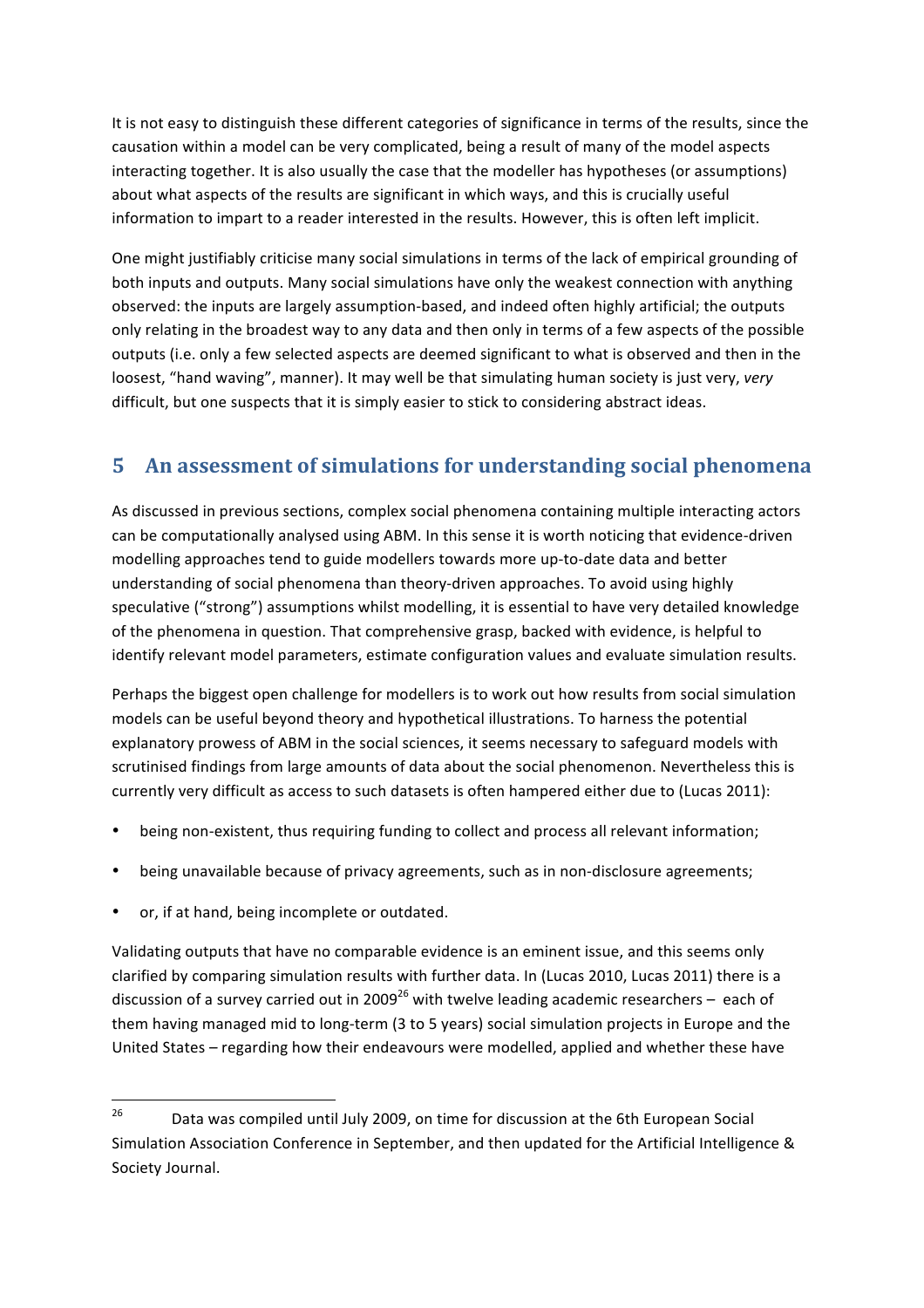It is not easy to distinguish these different categories of significance in terms of the results, since the causation within a model can be very complicated, being a result of many of the model aspects interacting together. It is also usually the case that the modeller has hypotheses (or assumptions) about what aspects of the results are significant in which ways, and this is crucially useful information to impart to a reader interested in the results. However, this is often left implicit.

One might justifiably criticise many social simulations in terms of the lack of empirical grounding of both inputs and outputs. Many social simulations have only the weakest connection with anything observed: the inputs are largely assumption-based, and indeed often highly artificial; the outputs only relating in the broadest way to any data and then only in terms of a few aspects of the possible outputs (i.e. only a few selected aspects are deemed significant to what is observed and then in the loosest, "hand waving", manner). It may well be that simulating human society is just very, *very* difficult, but one suspects that it is simply easier to stick to considering abstract ideas.

# 5 An assessment of simulations for understanding social phenomena

As discussed in previous sections, complex social phenomena containing multiple interacting actors can be computationally analysed using ABM. In this sense it is worth noticing that evidence-driven modelling approaches tend to guide modellers towards more up-to-date data and better understanding of social phenomena than theory-driven approaches. To avoid using highly speculative ("strong") assumptions whilst modelling, it is essential to have very detailed knowledge of the phenomena in question. That comprehensive grasp, backed with evidence, is helpful to identify relevant model parameters, estimate configuration values and evaluate simulation results.

Perhaps the biggest open challenge for modellers is to work out how results from social simulation models can be useful beyond theory and hypothetical illustrations. To harness the potential explanatory prowess of ABM in the social sciences, it seems necessary to safeguard models with scrutinised findings from large amounts of data about the social phenomenon. Nevertheless this is currently very difficult as access to such datasets is often hampered either due to (Lucas 2011):

- being non-existent, thus requiring funding to collect and process all relevant information;
- being unavailable because of privacy agreements, such as in non-disclosure agreements;
- or, if at hand, being incomplete or outdated.

Validating outputs that have no comparable evidence is an eminent issue, and this seems only clarified by comparing simulation results with further data. In (Lucas 2010, Lucas 2011) there is a discussion of a survey carried out in 2009[26] with twelve leading academic researchers – each of them having managed mid to long-term (3 to 5 years) social simulation projects in Europe and the United States – regarding how their endeavours were modelled, applied and whether these have

[26] Data was compiled until July 2009, on time for discussion at the 6th European Social Simulation Association Conference in September, and then updated for the Artificial Intelligence & Society Journal.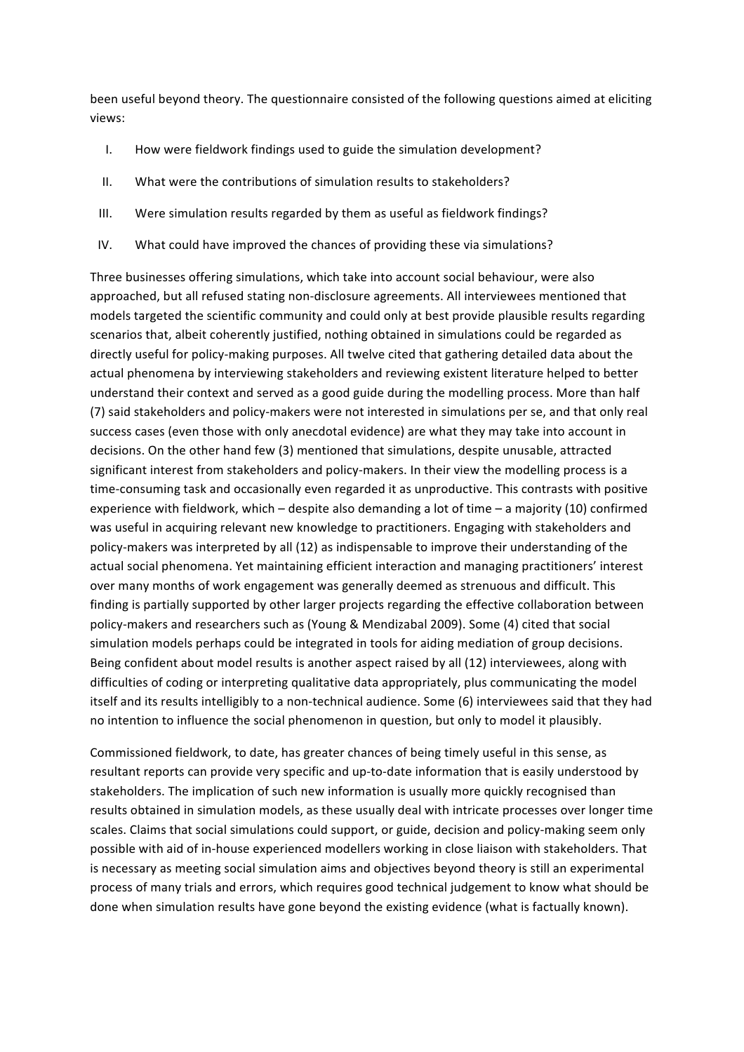been useful beyond theory. The questionnaire consisted of the following questions aimed at eliciting views:

I. How were fieldwork findings used to guide the simulation development?

II. What were the contributions of simulation results to stakeholders?

III. Were simulation results regarded by them as useful as fieldwork findings?

IV. What could have improved the chances of providing these via simulations?

Three businesses offering simulations, which take into account social behaviour, were also approached, but all refused stating non-disclosure agreements. All interviewees mentioned that models targeted the scientific community and could only at best provide plausible results regarding scenarios that, albeit coherently justified, nothing obtained in simulations could be regarded as directly useful for policy-making purposes. All twelve cited that gathering detailed data about the actual phenomena by interviewing stakeholders and reviewing existent literature helped to better understand their context and served as a good guide during the modelling process. More than half (7) said stakeholders and policy-makers were not interested in simulations per se, and that only real success cases (even those with only anecdotal evidence) are what they may take into account in decisions. On the other hand few (3) mentioned that simulations, despite unusable, attracted significant interest from stakeholders and policy-makers. In their view the modelling process is a time-consuming task and occasionally even regarded it as unproductive. This contrasts with positive experience with fieldwork, which – despite also demanding a lot of time – a majority (10) confirmed was useful in acquiring relevant new knowledge to practitioners. Engaging with stakeholders and policy-makers was interpreted by all (12) as indispensable to improve their understanding of the actual social phenomena. Yet maintaining efficient interaction and managing practitioners' interest over many months of work engagement was generally deemed as strenuous and difficult. This finding is partially supported by other larger projects regarding the effective collaboration between policy-makers and researchers such as (Young & Mendizabal 2009). Some (4) cited that social simulation models perhaps could be integrated in tools for aiding mediation of group decisions. Being confident about model results is another aspect raised by all (12) interviewees, along with difficulties of coding or interpreting qualitative data appropriately, plus communicating the model itself and its results intelligibly to a non-technical audience. Some (6) interviewees said that they had no intention to influence the social phenomenon in question, but only to model it plausibly.

Commissioned fieldwork, to date, has greater chances of being timely useful in this sense, as resultant reports can provide very specific and up-to-date information that is easily understood by stakeholders. The implication of such new information is usually more quickly recognised than results obtained in simulation models, as these usually deal with intricate processes over longer time scales. Claims that social simulations could support, or guide, decision and policy-making seem only possible with aid of in-house experienced modellers working in close liaison with stakeholders. That is necessary as meeting social simulation aims and objectives beyond theory is still an experimental process of many trials and errors, which requires good technical judgement to know what should be done when simulation results have gone beyond the existing evidence (what is factually known).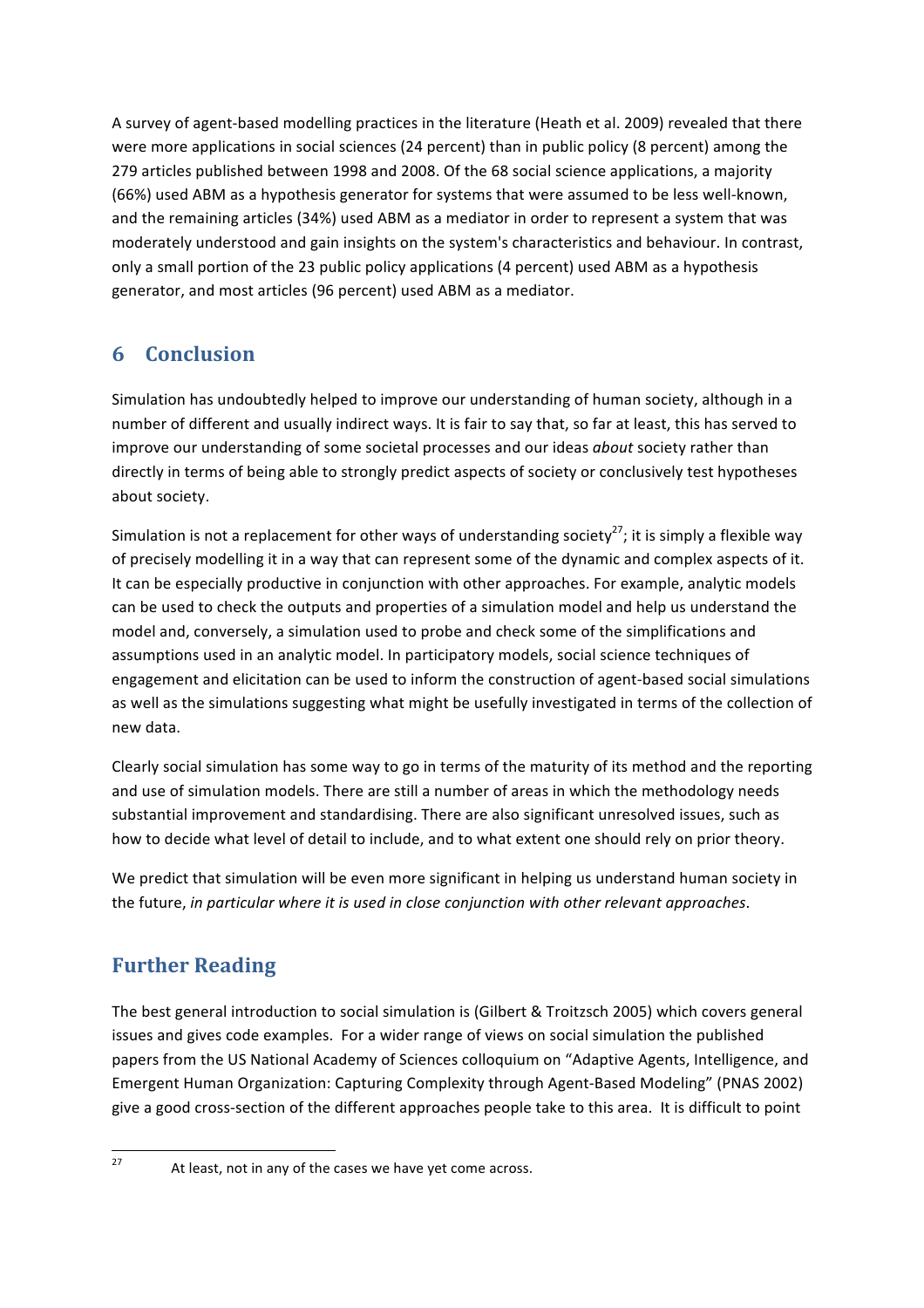A survey of agent-based modelling practices in the literature (Heath et al. 2009) revealed that there were more applications in social sciences (24 percent) than in public policy (8 percent) among the 279 articles published between 1998 and 2008. Of the 68 social science applications, a majority (66%) used ABM as a hypothesis generator for systems that were assumed to be less well-known, and the remaining articles (34%) used ABM as a mediator in order to represent a system that was moderately understood and gain insights on the system's characteristics and behaviour. In contrast, only a small portion of the 23 public policy applications (4 percent) used ABM as a hypothesis generator, and most articles (96 percent) used ABM as a mediator.

## 6 Conclusion

Simulation has undoubtedly helped to improve our understanding of human society, although in a number of different and usually indirect ways. It is fair to say that, so far at least, this has served to improve our understanding of some societal processes and our ideas *about* society rather than directly in terms of being able to strongly predict aspects of society or conclusively test hypotheses about society.

Simulation is not a replacement for other ways of understanding society[27]; it is simply a flexible way of precisely modelling it in a way that can represent some of the dynamic and complex aspects of it. It can be especially productive in conjunction with other approaches. For example, analytic models can be used to check the outputs and properties of a simulation model and help us understand the model and, conversely, a simulation used to probe and check some of the simplifications and assumptions used in an analytic model. In participatory models, social science techniques of engagement and elicitation can be used to inform the construction of agent-based social simulations as well as the simulations suggesting what might be usefully investigated in terms of the collection of new data.

Clearly social simulation has some way to go in terms of the maturity of its method and the reporting and use of simulation models. There are still a number of areas in which the methodology needs substantial improvement and standardising. There are also significant unresolved issues, such as how to decide what level of detail to include, and to what extent one should rely on prior theory.

We predict that simulation will be even more significant in helping us understand human society in the future, *in particular where it is used in close conjunction with other relevant approaches*.

## Further Reading

The best general introduction to social simulation is (Gilbert & Troitzsch 2005) which covers general issues and gives code examples. For a wider range of views on social simulation the published papers from the US National Academy of Sciences colloquium on "Adaptive Agents, Intelligence, and Emergent Human Organization: Capturing Complexity through Agent-Based Modeling" (PNAS 2002) give a good cross-section of the different approaches people take to this area. It is difficult to point

[27] At least, not in any of the cases we have yet come across.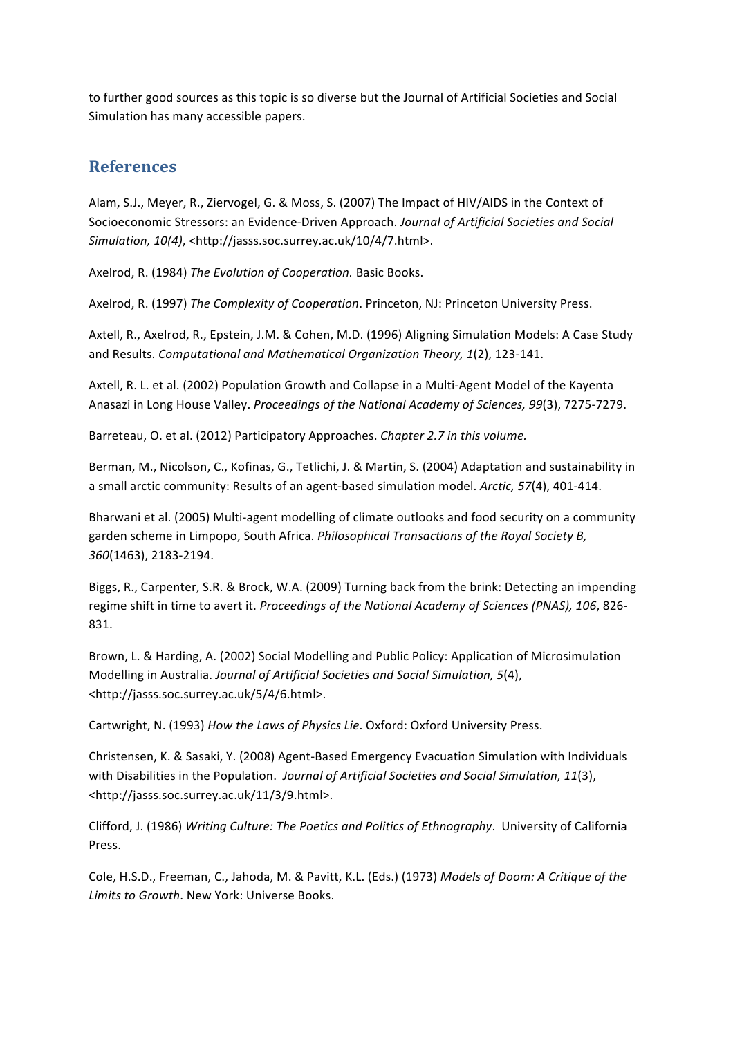to further good sources as this topic is so diverse but the Journal of Artificial Societies and Social Simulation has many accessible papers.

## References

Alam, S.J., Meyer, R., Ziervogel, G. & Moss, S. (2007) The Impact of HIV/AIDS in the Context of Socioeconomic Stressors: an Evidence-Driven Approach. *Journal of Artificial Societies and Social Simulation, 10(4)*, <http://jasss.soc.surrey.ac.uk/10/4/7.html>.

Axelrod, R. (1984) *The Evolution of Cooperation.* Basic Books.

Axelrod, R. (1997) *The Complexity of Cooperation*. Princeton, NJ: Princeton University Press.

Axtell, R., Axelrod, R., Epstein, J.M. & Cohen, M.D. (1996) Aligning Simulation Models: A Case Study and Results. *Computational and Mathematical Organization Theory, 1*(2), 123-141.

Axtell, R. L. et al. (2002) Population Growth and Collapse in a Multi-Agent Model of the Kayenta Anasazi in Long House Valley. *Proceedings of the National Academy of Sciences, 99*(3), 7275-7279.

Barreteau, O. et al. (2012) Participatory Approaches. *Chapter 2.7 in this volume.*

Berman, M., Nicolson, C., Kofinas, G., Tetlichi, J. & Martin, S. (2004) Adaptation and sustainability in a small arctic community: Results of an agent-based simulation model. *Arctic, 57*(4), 401-414.

Bharwani et al. (2005) Multi-agent modelling of climate outlooks and food security on a community garden scheme in Limpopo, South Africa. *Philosophical Transactions of the Royal Society B, 360*(1463), 2183-2194.

Biggs, R., Carpenter, S.R. & Brock, W.A. (2009) Turning back from the brink: Detecting an impending regime shift in time to avert it. *Proceedings of the National Academy of Sciences (PNAS), 106*, 826-831.

Brown, L. & Harding, A. (2002) Social Modelling and Public Policy: Application of Microsimulation Modelling in Australia. *Journal of Artificial Societies and Social Simulation, 5*(4), <http://jasss.soc.surrey.ac.uk/5/4/6.html>.

Cartwright, N. (1993) *How the Laws of Physics Lie*. Oxford: Oxford University Press.

Christensen, K. & Sasaki, Y. (2008) Agent-Based Emergency Evacuation Simulation with Individuals with Disabilities in the Population. *Journal of Artificial Societies and Social Simulation, 11*(3), <http://jasss.soc.surrey.ac.uk/11/3/9.html>.

Clifford, J. (1986) *Writing Culture: The Poetics and Politics of Ethnography*. University of California Press.

Cole, H.S.D., Freeman, C., Jahoda, M. & Pavitt, K.L. (Eds.) (1973) *Models of Doom: A Critique of the Limits to Growth*. New York: Universe Books.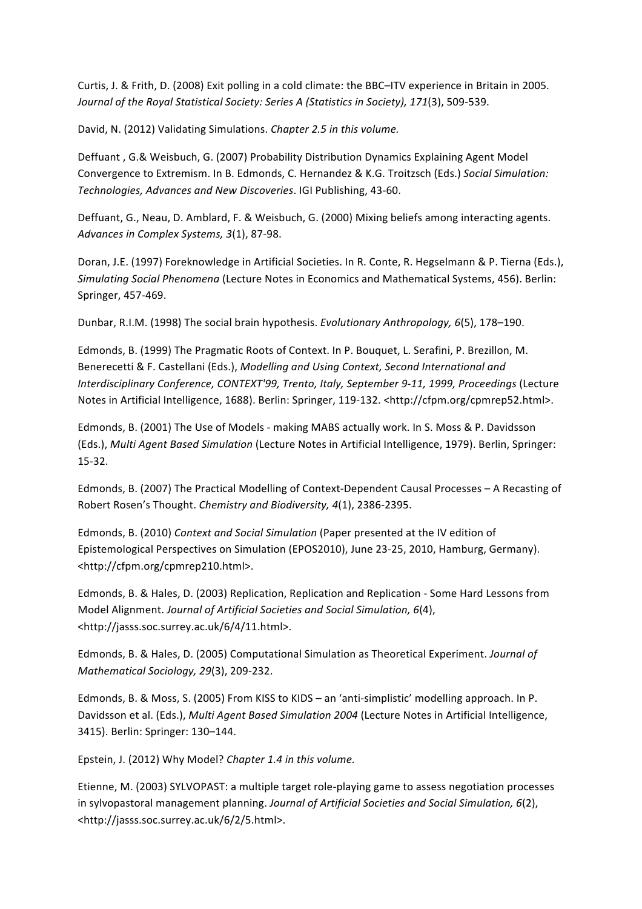Curtis, J. & Frith, D. (2008) Exit polling in a cold climate: the BBC–ITV experience in Britain in 2005. *Journal of the Royal Statistical Society: Series A (Statistics in Society), 171*(3), 509-539.

David, N. (2012) Validating Simulations. *Chapter 2.5 in this volume.*

Deffuant , G.& Weisbuch, G. (2007) Probability Distribution Dynamics Explaining Agent Model Convergence to Extremism. In B. Edmonds, C. Hernandez & K.G. Troitzsch (Eds.) *Social Simulation: Technologies, Advances and New Discoveries*. IGI Publishing, 43-60.

Deffuant, G., Neau, D. Amblard, F. & Weisbuch, G. (2000) Mixing beliefs among interacting agents. *Advances in Complex Systems, 3*(1), 87-98.

Doran, J.E. (1997) Foreknowledge in Artificial Societies. In R. Conte, R. Hegselmann & P. Tierna (Eds.), *Simulating Social Phenomena* (Lecture Notes in Economics and Mathematical Systems, 456). Berlin: Springer, 457-469.

Dunbar, R.I.M. (1998) The social brain hypothesis. *Evolutionary Anthropology, 6*(5), 178–190.

Edmonds, B. (1999) The Pragmatic Roots of Context. In P. Bouquet, L. Serafini, P. Brezillon, M. Benerecetti & F. Castellani (Eds.), *Modelling and Using Context, Second International and Interdisciplinary Conference, CONTEXT'99, Trento, Italy, September 9-11, 1999, Proceedings* (Lecture Notes in Artificial Intelligence, 1688). Berlin: Springer, 119-132. <http://cfpm.org/cpmrep52.html>.

Edmonds, B. (2001) The Use of Models - making MABS actually work. In S. Moss & P. Davidsson (Eds.), *Multi Agent Based Simulation* (Lecture Notes in Artificial Intelligence, 1979). Berlin, Springer: 15-32.

Edmonds, B. (2007) The Practical Modelling of Context-Dependent Causal Processes – A Recasting of Robert Rosen's Thought. *Chemistry and Biodiversity, 4*(1), 2386-2395.

Edmonds, B. (2010) *Context and Social Simulation* (Paper presented at the IV edition of Epistemological Perspectives on Simulation (EPOS2010), June 23-25, 2010, Hamburg, Germany). <http://cfpm.org/cpmrep210.html>.

Edmonds, B. & Hales, D. (2003) Replication, Replication and Replication - Some Hard Lessons from Model Alignment. *Journal of Artificial Societies and Social Simulation, 6*(4), <http://jasss.soc.surrey.ac.uk/6/4/11.html>.

Edmonds, B. & Hales, D. (2005) Computational Simulation as Theoretical Experiment. *Journal of Mathematical Sociology, 29*(3), 209-232.

Edmonds, B. & Moss, S. (2005) From KISS to KIDS – an 'anti-simplistic' modelling approach. In P. Davidsson et al. (Eds.), *Multi Agent Based Simulation 2004* (Lecture Notes in Artificial Intelligence, 3415). Berlin: Springer: 130–144.

Epstein, J. (2012) Why Model? *Chapter 1.4 in this volume.*

Etienne, M. (2003) SYLVOPAST: a multiple target role-playing game to assess negotiation processes in sylvopastoral management planning. *Journal of Artificial Societies and Social Simulation, 6*(2), <http://jasss.soc.surrey.ac.uk/6/2/5.html>.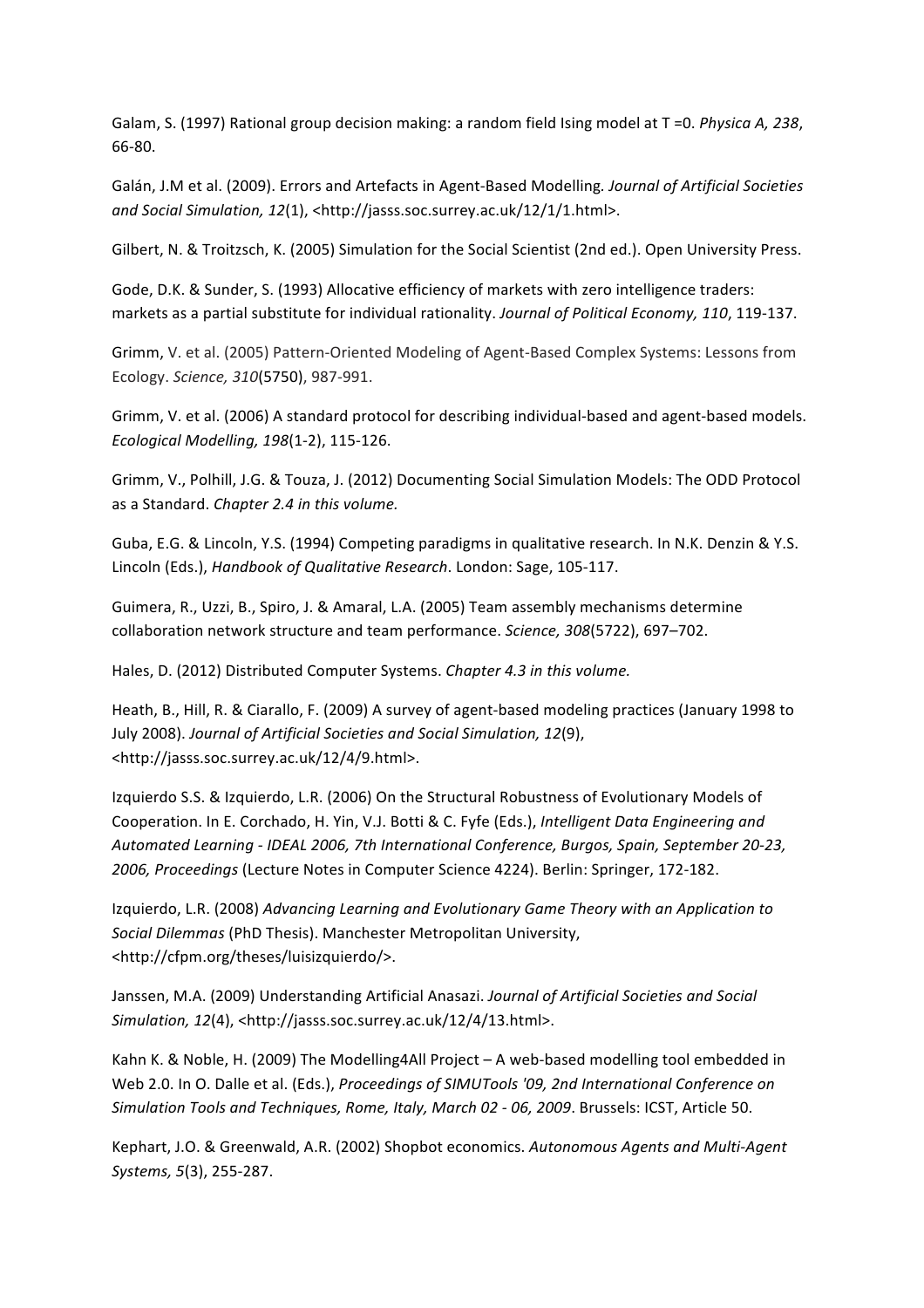Galam, S. (1997) Rational group decision making: a random field Ising model at T =0. *Physica A, 238*, 66-80.

Galán, J.M et al. (2009). Errors and Artefacts in Agent-Based Modelling. *Journal of Artificial Societies and Social Simulation, 12*(1), <http://jasss.soc.surrey.ac.uk/12/1/1.html>.

Gilbert, N. & Troitzsch, K. (2005) Simulation for the Social Scientist (2nd ed.). Open University Press.

Gode, D.K. & Sunder, S. (1993) Allocative efficiency of markets with zero intelligence traders: markets as a partial substitute for individual rationality. *Journal of Political Economy, 110*, 119-137.

Grimm, V. et al. (2005) Pattern-Oriented Modeling of Agent-Based Complex Systems: Lessons from Ecology. *Science, 310*(5750), 987-991.

Grimm, V. et al. (2006) A standard protocol for describing individual-based and agent-based models. *Ecological Modelling, 198*(1-2), 115-126.

Grimm, V., Polhill, J.G. & Touza, J. (2012) Documenting Social Simulation Models: The ODD Protocol as a Standard. *Chapter 2.4 in this volume.*

Guba, E.G. & Lincoln, Y.S. (1994) Competing paradigms in qualitative research. In N.K. Denzin & Y.S. Lincoln (Eds.), *Handbook of Qualitative Research*. London: Sage, 105-117.

Guimera, R., Uzzi, B., Spiro, J. & Amaral, L.A. (2005) Team assembly mechanisms determine collaboration network structure and team performance. *Science, 308*(5722), 697–702.

Hales, D. (2012) Distributed Computer Systems. *Chapter 4.3 in this volume.*

Heath, B., Hill, R. & Ciarallo, F. (2009) A survey of agent-based modeling practices (January 1998 to July 2008). *Journal of Artificial Societies and Social Simulation, 12*(9), <http://jasss.soc.surrey.ac.uk/12/4/9.html>.

Izquierdo S.S. & Izquierdo, L.R. (2006) On the Structural Robustness of Evolutionary Models of Cooperation. In E. Corchado, H. Yin, V.J. Botti & C. Fyfe (Eds.), *Intelligent Data Engineering and Automated Learning - IDEAL 2006, 7th International Conference, Burgos, Spain, September 20-23, 2006, Proceedings* (Lecture Notes in Computer Science 4224). Berlin: Springer, 172-182.

Izquierdo, L.R. (2008) *Advancing Learning and Evolutionary Game Theory with an Application to Social Dilemmas* (PhD Thesis). Manchester Metropolitan University, <http://cfpm.org/theses/luisizquierdo/>.

Janssen, M.A. (2009) Understanding Artificial Anasazi. *Journal of Artificial Societies and Social Simulation, 12*(4), <http://jasss.soc.surrey.ac.uk/12/4/13.html>.

Kahn K. & Noble, H. (2009) The Modelling4All Project – A web-based modelling tool embedded in Web 2.0. In O. Dalle et al. (Eds.), *Proceedings of SIMUTools '09, 2nd International Conference on Simulation Tools and Techniques, Rome, Italy, March 02 - 06, 2009*. Brussels: ICST, Article 50.

Kephart, J.O. & Greenwald, A.R. (2002) Shopbot economics. *Autonomous Agents and Multi-Agent Systems, 5*(3), 255-287.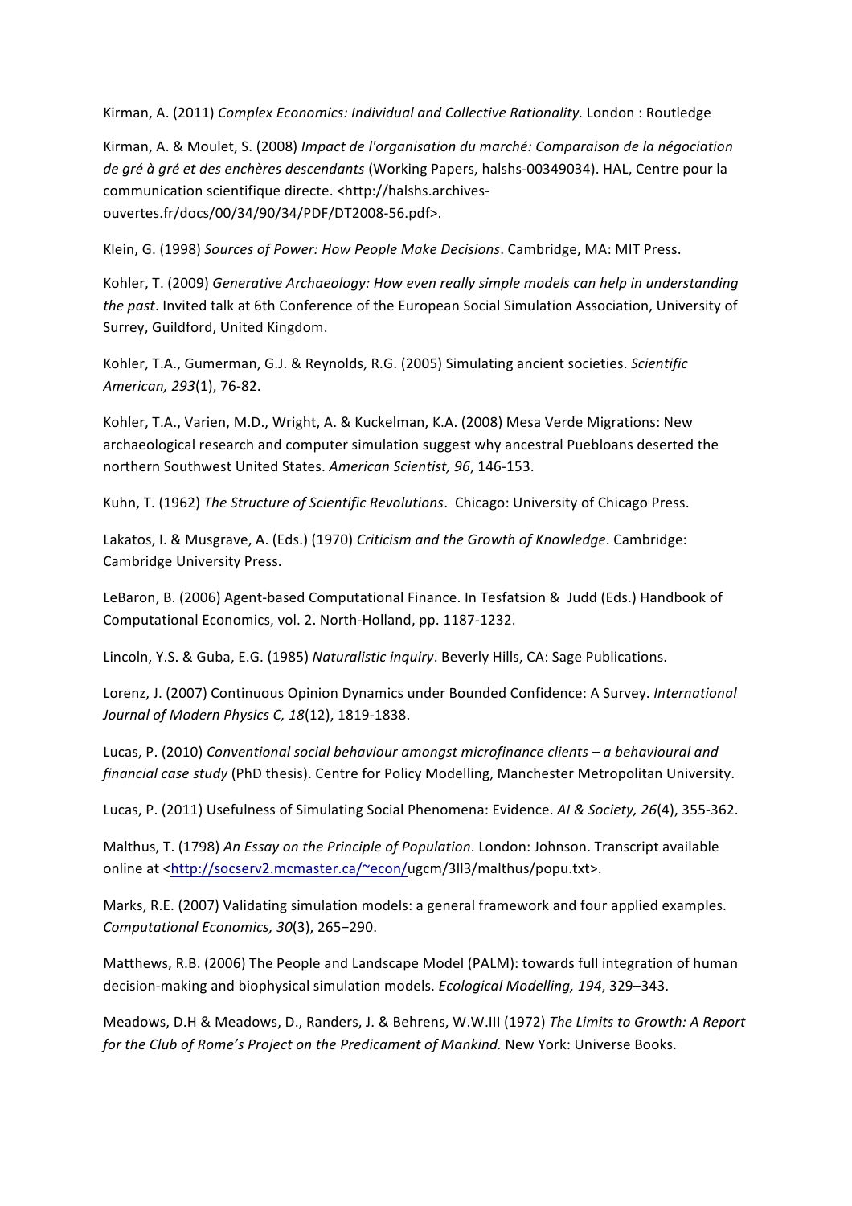Kirman, A. (2011) *Complex Economics: Individual and Collective Rationality*. London : Routledge

Kirman, A. & Moulet, S. (2008) *Impact de l'organisation du marché: Comparaison de la négociation de gré à gré et des enchères descendants* (Working Papers, halshs-00349034). HAL, Centre pour la communication scientifique directe. <http://halshs.archives-ouvertes.fr/docs/00/34/90/34/PDF/DT2008-56.pdf>.

Klein, G. (1998) *Sources of Power: How People Make Decisions*. Cambridge, MA: MIT Press.

Kohler, T. (2009) *Generative Archaeology: How even really simple models can help in understanding the past*. Invited talk at 6th Conference of the European Social Simulation Association, University of Surrey, Guildford, United Kingdom.

Kohler, T.A., Gumerman, G.J. & Reynolds, R.G. (2005) Simulating ancient societies. *Scientific American, 293*(1), 76-82.

Kohler, T.A., Varien, M.D., Wright, A. & Kuckelman, K.A. (2008) Mesa Verde Migrations: New archaeological research and computer simulation suggest why ancestral Puebloans deserted the northern Southwest United States. *American Scientist, 96*, 146-153.

Kuhn, T. (1962) *The Structure of Scientific Revolutions*. Chicago: University of Chicago Press.

Lakatos, I. & Musgrave, A. (Eds.) (1970) *Criticism and the Growth of Knowledge*. Cambridge: Cambridge University Press.

LeBaron, B. (2006) Agent-based Computational Finance. In Tesfatsion & Judd (Eds.) Handbook of Computational Economics, vol. 2. North-Holland, pp. 1187-1232.

Lincoln, Y.S. & Guba, E.G. (1985) *Naturalistic inquiry*. Beverly Hills, CA: Sage Publications.

Lorenz, J. (2007) Continuous Opinion Dynamics under Bounded Confidence: A Survey. *International Journal of Modern Physics C, 18*(12), 1819-1838.

Lucas, P. (2010) *Conventional social behaviour amongst microfinance clients – a behavioural and financial case study* (PhD thesis). Centre for Policy Modelling, Manchester Metropolitan University.

Lucas, P. (2011) Usefulness of Simulating Social Phenomena: Evidence. *AI & Society, 26*(4), 355-362.

Malthus, T. (1798) *An Essay on the Principle of Population*. London: Johnson. Transcript available online at <http://socserv2.mcmaster.ca/~econ/ugcm/3ll3/malthus/popu.txt>.

Marks, R.E. (2007) Validating simulation models: a general framework and four applied examples. *Computational Economics, 30*(3), 265−290.

Matthews, R.B. (2006) The People and Landscape Model (PALM): towards full integration of human decision-making and biophysical simulation models. *Ecological Modelling, 194*, 329–343.

Meadows, D.H & Meadows, D., Randers, J. & Behrens, W.W.III (1972) *The Limits to Growth: A Report for the Club of Rome's Project on the Predicament of Mankind.* New York: Universe Books.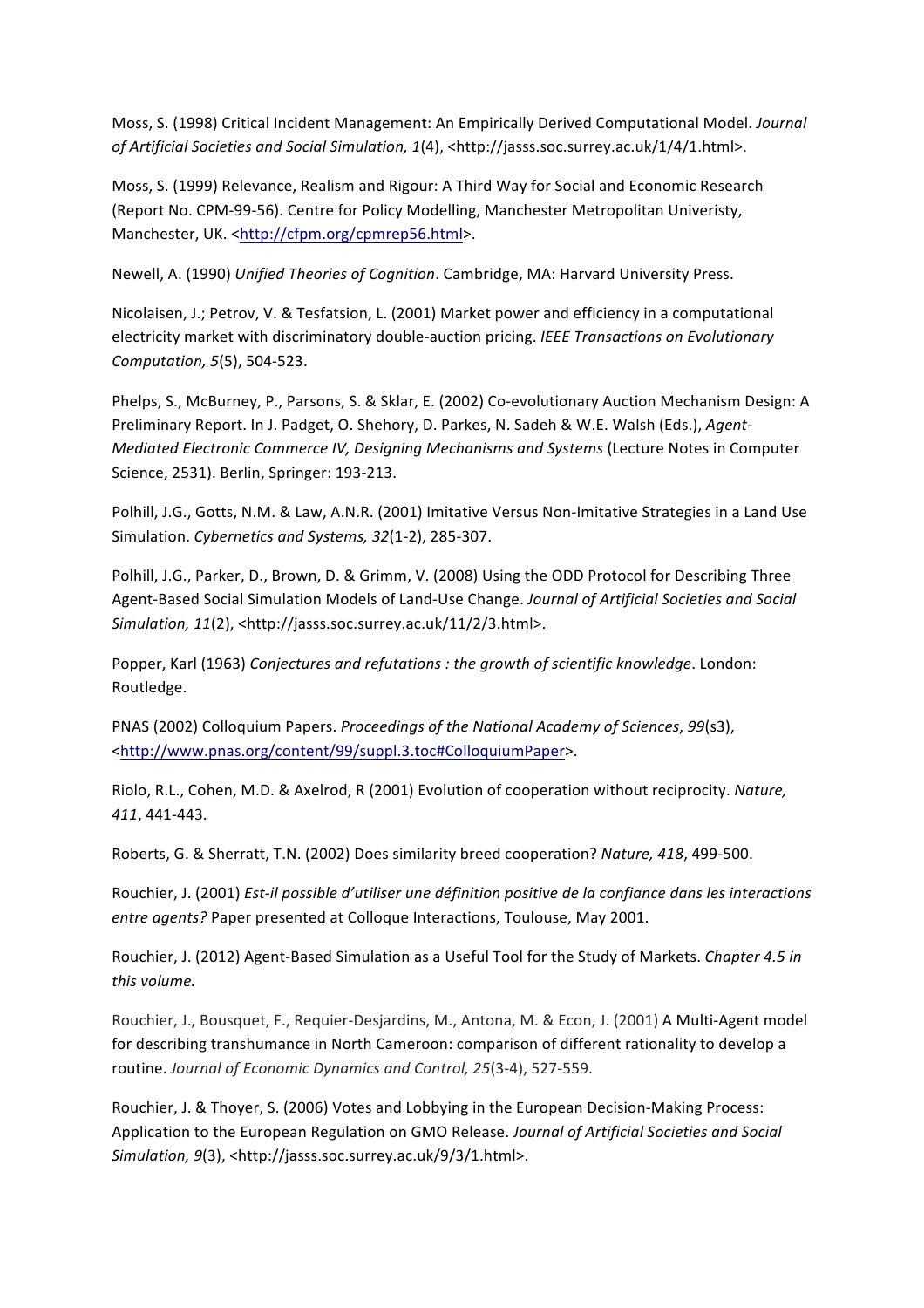Moss, S. (1998) Critical Incident Management: An Empirically Derived Computational Model. *Journal of Artificial Societies and Social Simulation, 1*(4), <http://jasss.soc.surrey.ac.uk/1/4/1.html>.

Moss, S. (1999) Relevance, Realism and Rigour: A Third Way for Social and Economic Research (Report No. CPM-99-56). Centre for Policy Modelling, Manchester Metropolitan Univeristy, Manchester, UK. <http://cfpm.org/cpmrep56.html>.

Newell, A. (1990) *Unified Theories of Cognition*. Cambridge, MA: Harvard University Press.

Nicolaisen, J.; Petrov, V. & Tesfatsion, L. (2001) Market power and efficiency in a computational electricity market with discriminatory double-auction pricing. *IEEE Transactions on Evolutionary Computation, 5*(5), 504-523.

Phelps, S., McBurney, P., Parsons, S. & Sklar, E. (2002) Co-evolutionary Auction Mechanism Design: A Preliminary Report. In J. Padget, O. Shehory, D. Parkes, N. Sadeh & W.E. Walsh (Eds.), *Agent-Mediated Electronic Commerce IV, Designing Mechanisms and Systems* (Lecture Notes in Computer Science, 2531). Berlin, Springer: 193-213.

Polhill, J.G., Gotts, N.M. & Law, A.N.R. (2001) Imitative Versus Non-Imitative Strategies in a Land Use Simulation. *Cybernetics and Systems, 32*(1-2), 285-307.

Polhill, J.G., Parker, D., Brown, D. & Grimm, V. (2008) Using the ODD Protocol for Describing Three Agent-Based Social Simulation Models of Land-Use Change. *Journal of Artificial Societies and Social Simulation, 11*(2), <http://jasss.soc.surrey.ac.uk/11/2/3.html>.

Popper, Karl (1963) *Conjectures and refutations : the growth of scientific knowledge*. London: Routledge.

PNAS (2002) Colloquium Papers. *Proceedings of the National Academy of Sciences*, *99*(s3), <http://www.pnas.org/content/99/suppl.3.toc#ColloquiumPaper>.

Riolo, R.L., Cohen, M.D. & Axelrod, R (2001) Evolution of cooperation without reciprocity. *Nature, 411*, 441-443.

Roberts, G. & Sherratt, T.N. (2002) Does similarity breed cooperation? *Nature, 418*, 499-500.

Rouchier, J. (2001) *Est-il possible d'utiliser une définition positive de la confiance dans les interactions entre agents?* Paper presented at Colloque Interactions, Toulouse, May 2001.

Rouchier, J. (2012) Agent-Based Simulation as a Useful Tool for the Study of Markets. *Chapter 4.5 in this volume.*

Rouchier, J., Bousquet, F., Requier-Desjardins, M., Antona, M. & Econ, J. (2001) A Multi-Agent model for describing transhumance in North Cameroon: comparison of different rationality to develop a routine. *Journal of Economic Dynamics and Control, 25*(3-4), 527-559.

Rouchier, J. & Thoyer, S. (2006) Votes and Lobbying in the European Decision-Making Process: Application to the European Regulation on GMO Release. *Journal of Artificial Societies and Social Simulation, 9*(3), <http://jasss.soc.surrey.ac.uk/9/3/1.html>.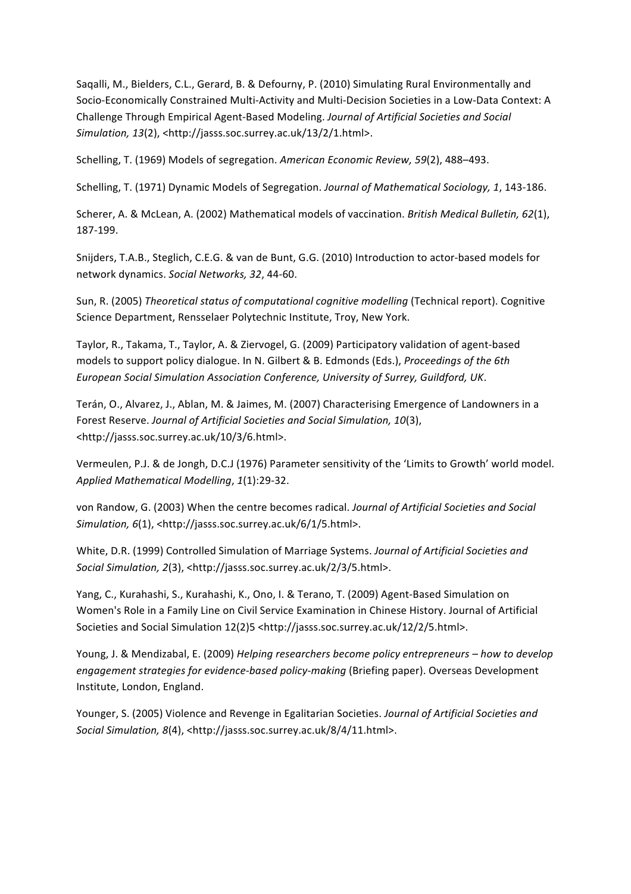Saqalli, M., Bielders, C.L., Gerard, B. & Defourny, P. (2010) Simulating Rural Environmentally and Socio-Economically Constrained Multi-Activity and Multi-Decision Societies in a Low-Data Context: A Challenge Through Empirical Agent-Based Modeling. *Journal of Artificial Societies and Social Simulation, 13*(2), <http://jasss.soc.surrey.ac.uk/13/2/1.html>.

Schelling, T. (1969) Models of segregation. *American Economic Review, 59*(2), 488–493.

Schelling, T. (1971) Dynamic Models of Segregation. *Journal of Mathematical Sociology, 1*, 143-186.

Scherer, A. & McLean, A. (2002) Mathematical models of vaccination. *British Medical Bulletin, 62*(1), 187-199.

Snijders, T.A.B., Steglich, C.E.G. & van de Bunt, G.G. (2010) Introduction to actor-based models for network dynamics. *Social Networks, 32*, 44-60.

Sun, R. (2005) *Theoretical status of computational cognitive modelling* (Technical report). Cognitive Science Department, Rensselaer Polytechnic Institute, Troy, New York.

Taylor, R., Takama, T., Taylor, A. & Ziervogel, G. (2009) Participatory validation of agent-based models to support policy dialogue. In N. Gilbert & B. Edmonds (Eds.), *Proceedings of the 6th European Social Simulation Association Conference, University of Surrey, Guildford, UK*.

Terán, O., Alvarez, J., Ablan, M. & Jaimes, M. (2007) Characterising Emergence of Landowners in a Forest Reserve. *Journal of Artificial Societies and Social Simulation, 10*(3), <http://jasss.soc.surrey.ac.uk/10/3/6.html>.

Vermeulen, P.J. & de Jongh, D.C.J (1976) Parameter sensitivity of the 'Limits to Growth' world model. *Applied Mathematical Modelling*, *1*(1):29-32.

von Randow, G. (2003) When the centre becomes radical. *Journal of Artificial Societies and Social Simulation, 6*(1), <http://jasss.soc.surrey.ac.uk/6/1/5.html>.

White, D.R. (1999) Controlled Simulation of Marriage Systems. *Journal of Artificial Societies and Social Simulation, 2*(3), <http://jasss.soc.surrey.ac.uk/2/3/5.html>.

Yang, C., Kurahashi, S., Kurahashi, K., Ono, I. & Terano, T. (2009) Agent-Based Simulation on Women's Role in a Family Line on Civil Service Examination in Chinese History. Journal of Artificial Societies and Social Simulation 12(2)5 <http://jasss.soc.surrey.ac.uk/12/2/5.html>.

Young, J. & Mendizabal, E. (2009) *Helping researchers become policy entrepreneurs – how to develop engagement strategies for evidence-based policy-making* (Briefing paper). Overseas Development Institute, London, England.

Younger, S. (2005) Violence and Revenge in Egalitarian Societies. *Journal of Artificial Societies and Social Simulation, 8*(4), <http://jasss.soc.surrey.ac.uk/8/4/11.html>.